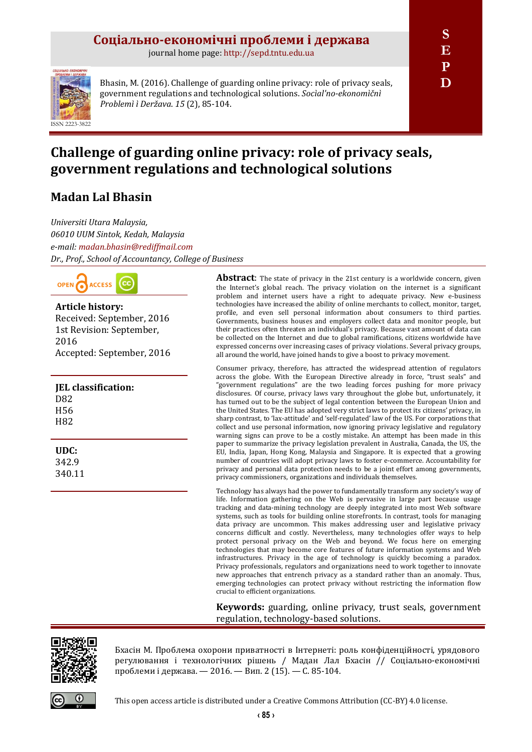**Соціально-економічні проблеми і держава**

journal home page: http://sepd.tntu.edu.ua

ISSN 2223-3822

Bhasin, M. (2016). Challenge of guarding online privacy: role of privacy seals, government regulations and technological solutions. *Social'no-ekonomični Problemi i Deržava*. *15* (2), 85-104.

# Challenge of guarding online privacy: role of privacy seals, government regulations and technological solutions

## Madan Lal Bhasin

*Universiti Utara Malaysia,*
*06010 UUM Sintok, Kedah, Malaysia*
*e-mail: madan.bhasin@rediffmail.com*
*Dr., Prof., School of Accountancy, College of Business*

OPEN ACCESS

**Article history:**
Received: September, 2016
1st Revision: September, 2016
Accepted: September, 2016

**JEL classification:**
D82
H56
H82

**UDC:**
342.9
340.11

**Abstract:** The state of privacy in the 21st century is a worldwide concern, given the Internet's global reach. The privacy violation on the internet is a significant problem and internet users have a right to adequate privacy. New e-business technologies have increased the ability of online merchants to collect, monitor, target, profile, and even sell personal information about consumers to third parties. Governments, business houses and employers collect data and monitor people, but their practices often threaten an individual's privacy. Because vast amount of data can be collected on the Internet and due to global ramifications, citizens worldwide have expressed concerns over increasing cases of privacy violations. Several privacy groups, all around the world, have joined hands to give a boost to privacy movement.

Consumer privacy, therefore, has attracted the widespread attention of regulators across the globe. With the European Directive already in force, "trust seals" and "government regulations" are the two leading forces pushing for more privacy disclosures. Of course, privacy laws vary throughout the globe but, unfortunately, it has turned out to be the subject of legal contention between the European Union and the United States. The EU has adopted very strict laws to protect its citizens' privacy, in sharp contrast, to 'lax-attitude' and 'self-regulated' law of the US. For corporations that collect and use personal information, now ignoring privacy legislative and regulatory warning signs can prove to be a costly mistake. An attempt has been made in this paper to summarize the privacy legislation prevalent in Australia, Canada, the US, the EU, India, Japan, Hong Kong, Malaysia and Singapore. It is expected that a growing number of countries will adopt privacy laws to foster e-commerce. Accountability for privacy and personal data protection needs to be a joint effort among governments, privacy commissioners, organizations and individuals themselves.

Technology has always had the power to fundamentally transform any society's way of life. Information gathering on the Web is pervasive in large part because usage tracking and data-mining technology are deeply integrated into most Web software systems, such as tools for building online storefronts. In contrast, tools for managing data privacy are uncommon. This makes addressing user and legislative privacy concerns difficult and costly. Nevertheless, many technologies offer ways to help protect personal privacy on the Web and beyond. We focus here on emerging technologies that may become core features of future information systems and Web infrastructures. Privacy in the age of technology is quickly becoming a paradox. Privacy professionals, regulators and organizations need to work together to innovate new approaches that entrench privacy as a standard rather than an anomaly. Thus, emerging technologies can protect privacy without restricting the information flow crucial to efficient organizations.

**Keywords:** guarding, online privacy, trust seals, government regulation, technology-based solutions.

Бхасін М. Проблема охорони приватності в Інтернеті: роль конфіденційності, урядового регулювання і технологічних рішень / Мадан Лал Бхасін // Соціально-економічні проблеми і держава. — 2016. — Вип. 2 (15). — С. 85-104.

This open access article is distributed under a Creative Commons Attribution (CC-BY) 4.0 license.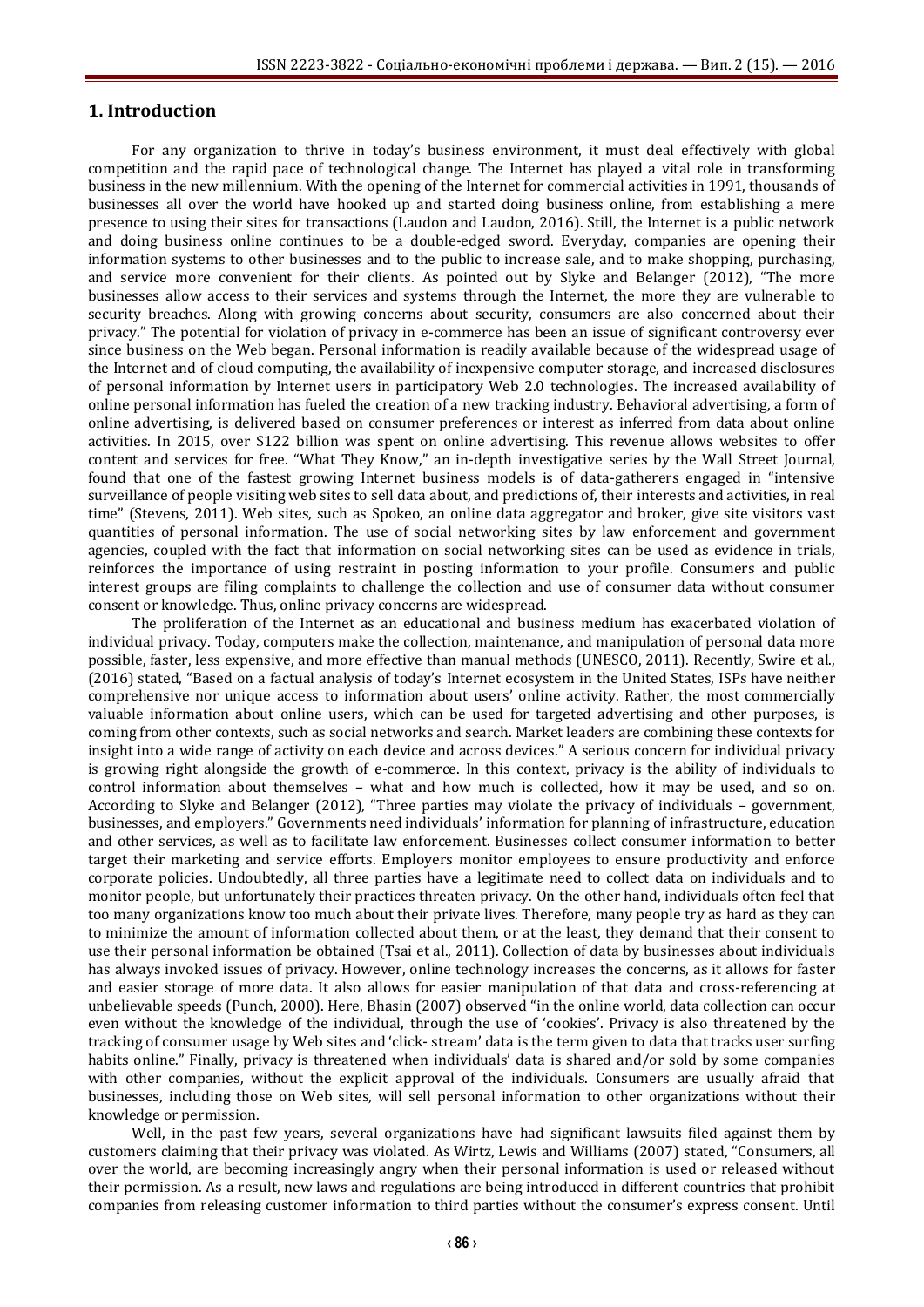## 1. Introduction

For any organization to thrive in today's business environment, it must deal effectively with global competition and the rapid pace of technological change. The Internet has played a vital role in transforming business in the new millennium. With the opening of the Internet for commercial activities in 1991, thousands of businesses all over the world have hooked up and started doing business online, from establishing a mere presence to using their sites for transactions (Laudon and Laudon, 2016). Still, the Internet is a public network and doing business online continues to be a double-edged sword. Everyday, companies are opening their information systems to other businesses and to the public to increase sale, and to make shopping, purchasing, and service more convenient for their clients. As pointed out by Slyke and Belanger (2012), "The more businesses allow access to their services and systems through the Internet, the more they are vulnerable to security breaches. Along with growing concerns about security, consumers are also concerned about their privacy." The potential for violation of privacy in e-commerce has been an issue of significant controversy ever since business on the Web began. Personal information is readily available because of the widespread usage of the Internet and of cloud computing, the availability of inexpensive computer storage, and increased disclosures of personal information by Internet users in participatory Web 2.0 technologies. The increased availability of online personal information has fueled the creation of a new tracking industry. Behavioral advertising, a form of online advertising, is delivered based on consumer preferences or interest as inferred from data about online activities. In 2015, over $122 billion was spent on online advertising. This revenue allows websites to offer content and services for free. "What They Know," an in-depth investigative series by the Wall Street Journal, found that one of the fastest growing Internet business models is of data-gatherers engaged in "intensive surveillance of people visiting web sites to sell data about, and predictions of, their interests and activities, in real time" (Stevens, 2011). Web sites, such as Spokeo, an online data aggregator and broker, give site visitors vast quantities of personal information. The use of social networking sites by law enforcement and government agencies, coupled with the fact that information on social networking sites can be used as evidence in trials, reinforces the importance of using restraint in posting information to your profile. Consumers and public interest groups are filing complaints to challenge the collection and use of consumer data without consumer consent or knowledge. Thus, online privacy concerns are widespread.

The proliferation of the Internet as an educational and business medium has exacerbated violation of individual privacy. Today, computers make the collection, maintenance, and manipulation of personal data more possible, faster, less expensive, and more effective than manual methods (UNESCO, 2011). Recently, Swire et al., (2016) stated, "Based on a factual analysis of today's Internet ecosystem in the United States, ISPs have neither comprehensive nor unique access to information about users' online activity. Rather, the most commercially valuable information about online users, which can be used for targeted advertising and other purposes, is coming from other contexts, such as social networks and search. Market leaders are combining these contexts for insight into a wide range of activity on each device and across devices." A serious concern for individual privacy is growing right alongside the growth of e-commerce. In this context, privacy is the ability of individuals to control information about themselves – what and how much is collected, how it may be used, and so on. According to Slyke and Belanger (2012), "Three parties may violate the privacy of individuals – government, businesses, and employers." Governments need individuals' information for planning of infrastructure, education and other services, as well as to facilitate law enforcement. Businesses collect consumer information to better target their marketing and service efforts. Employers monitor employees to ensure productivity and enforce corporate policies. Undoubtedly, all three parties have a legitimate need to collect data on individuals and to monitor people, but unfortunately their practices threaten privacy. On the other hand, individuals often feel that too many organizations know too much about their private lives. Therefore, many people try as hard as they can to minimize the amount of information collected about them, or at the least, they demand that their consent to use their personal information be obtained (Tsai et al., 2011). Collection of data by businesses about individuals has always invoked issues of privacy. However, online technology increases the concerns, as it allows for faster and easier storage of more data. It also allows for easier manipulation of that data and cross-referencing at unbelievable speeds (Punch, 2000). Here, Bhasin (2007) observed "in the online world, data collection can occur even without the knowledge of the individual, through the use of 'cookies'. Privacy is also threatened by the tracking of consumer usage by Web sites and 'click- stream' data is the term given to data that tracks user surfing habits online." Finally, privacy is threatened when individuals' data is shared and/or sold by some companies with other companies, without the explicit approval of the individuals. Consumers are usually afraid that businesses, including those on Web sites, will sell personal information to other organizations without their knowledge or permission.

Well, in the past few years, several organizations have had significant lawsuits filed against them by customers claiming that their privacy was violated. As Wirtz, Lewis and Williams (2007) stated, "Consumers, all over the world, are becoming increasingly angry when their personal information is used or released without their permission. As a result, new laws and regulations are being introduced in different countries that prohibit companies from releasing customer information to third parties without the consumer's express consent. Until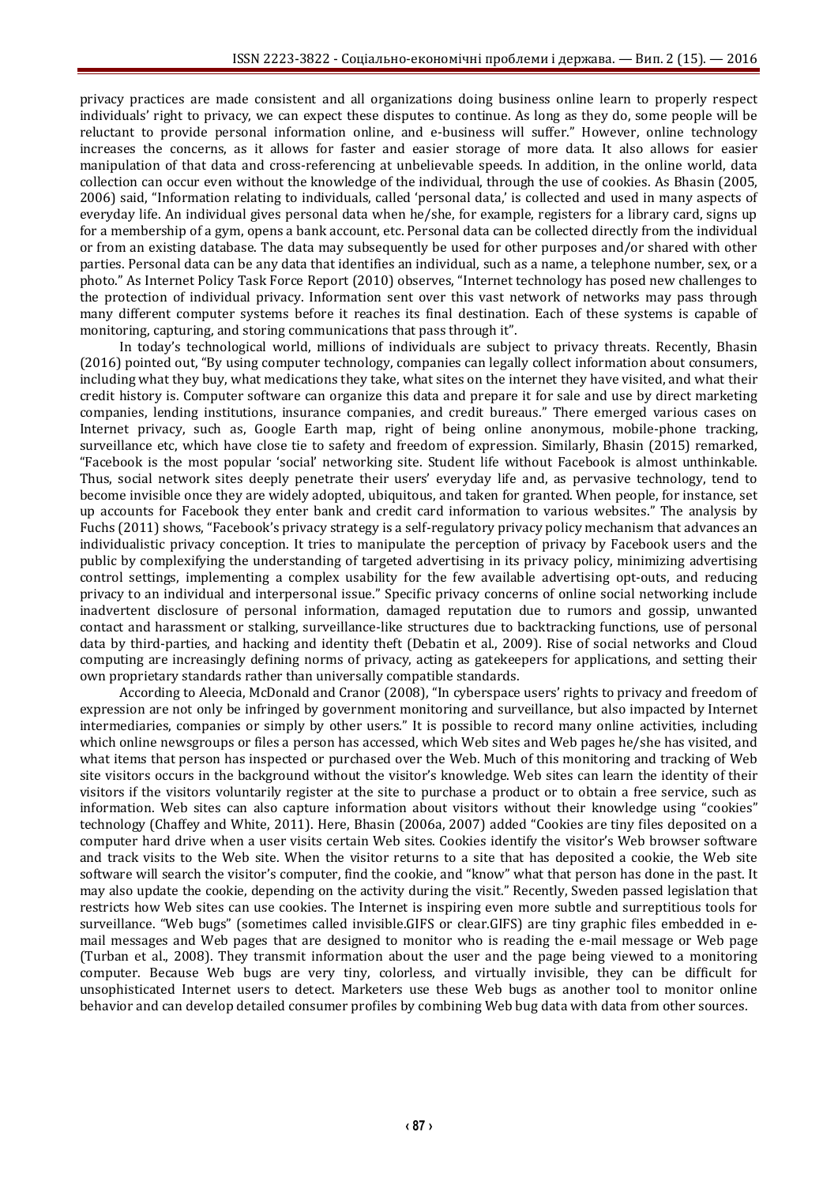privacy practices are made consistent and all organizations doing business online learn to properly respect individuals' right to privacy, we can expect these disputes to continue. As long as they do, some people will be reluctant to provide personal information online, and e-business will suffer." However, online technology increases the concerns, as it allows for faster and easier storage of more data. It also allows for easier manipulation of that data and cross-referencing at unbelievable speeds. In addition, in the online world, data collection can occur even without the knowledge of the individual, through the use of cookies. As Bhasin (2005, 2006) said, "Information relating to individuals, called 'personal data,' is collected and used in many aspects of everyday life. An individual gives personal data when he/she, for example, registers for a library card, signs up for a membership of a gym, opens a bank account, etc. Personal data can be collected directly from the individual or from an existing database. The data may subsequently be used for other purposes and/or shared with other parties. Personal data can be any data that identifies an individual, such as a name, a telephone number, sex, or a photo." As Internet Policy Task Force Report (2010) observes, "Internet technology has posed new challenges to the protection of individual privacy. Information sent over this vast network of networks may pass through many different computer systems before it reaches its final destination. Each of these systems is capable of monitoring, capturing, and storing communications that pass through it".

In today's technological world, millions of individuals are subject to privacy threats. Recently, Bhasin (2016) pointed out, "By using computer technology, companies can legally collect information about consumers, including what they buy, what medications they take, what sites on the internet they have visited, and what their credit history is. Computer software can organize this data and prepare it for sale and use by direct marketing companies, lending institutions, insurance companies, and credit bureaus." There emerged various cases on Internet privacy, such as, Google Earth map, right of being online anonymous, mobile-phone tracking, surveillance etc, which have close tie to safety and freedom of expression. Similarly, Bhasin (2015) remarked, "Facebook is the most popular 'social' networking site. Student life without Facebook is almost unthinkable. Thus, social network sites deeply penetrate their users' everyday life and, as pervasive technology, tend to become invisible once they are widely adopted, ubiquitous, and taken for granted. When people, for instance, set up accounts for Facebook they enter bank and credit card information to various websites." The analysis by Fuchs (2011) shows, "Facebook's privacy strategy is a self-regulatory privacy policy mechanism that advances an individualistic privacy conception. It tries to manipulate the perception of privacy by Facebook users and the public by complexifying the understanding of targeted advertising in its privacy policy, minimizing advertising control settings, implementing a complex usability for the few available advertising opt-outs, and reducing privacy to an individual and interpersonal issue." Specific privacy concerns of online social networking include inadvertent disclosure of personal information, damaged reputation due to rumors and gossip, unwanted contact and harassment or stalking, surveillance-like structures due to backtracking functions, use of personal data by third-parties, and hacking and identity theft (Debatin et al., 2009). Rise of social networks and Cloud computing are increasingly defining norms of privacy, acting as gatekeepers for applications, and setting their own proprietary standards rather than universally compatible standards.

According to Aleecia, McDonald and Cranor (2008), "In cyberspace users' rights to privacy and freedom of expression are not only be infringed by government monitoring and surveillance, but also impacted by Internet intermediaries, companies or simply by other users." It is possible to record many online activities, including which online newsgroups or files a person has accessed, which Web sites and Web pages he/she has visited, and what items that person has inspected or purchased over the Web. Much of this monitoring and tracking of Web site visitors occurs in the background without the visitor's knowledge. Web sites can learn the identity of their visitors if the visitors voluntarily register at the site to purchase a product or to obtain a free service, such as information. Web sites can also capture information about visitors without their knowledge using "cookies" technology (Chaffey and White, 2011). Here, Bhasin (2006a, 2007) added "Cookies are tiny files deposited on a computer hard drive when a user visits certain Web sites. Cookies identify the visitor's Web browser software and track visits to the Web site. When the visitor returns to a site that has deposited a cookie, the Web site software will search the visitor's computer, find the cookie, and "know" what that person has done in the past. It may also update the cookie, depending on the activity during the visit." Recently, Sweden passed legislation that restricts how Web sites can use cookies. The Internet is inspiring even more subtle and surreptitious tools for surveillance. "Web bugs" (sometimes called invisible.GIFS or clear.GIFS) are tiny graphic files embedded in e-mail messages and Web pages that are designed to monitor who is reading the e-mail message or Web page (Turban et al., 2008). They transmit information about the user and the page being viewed to a monitoring computer. Because Web bugs are very tiny, colorless, and virtually invisible, they can be difficult for unsophisticated Internet users to detect. Marketers use these Web bugs as another tool to monitor online behavior and can develop detailed consumer profiles by combining Web bug data with data from other sources.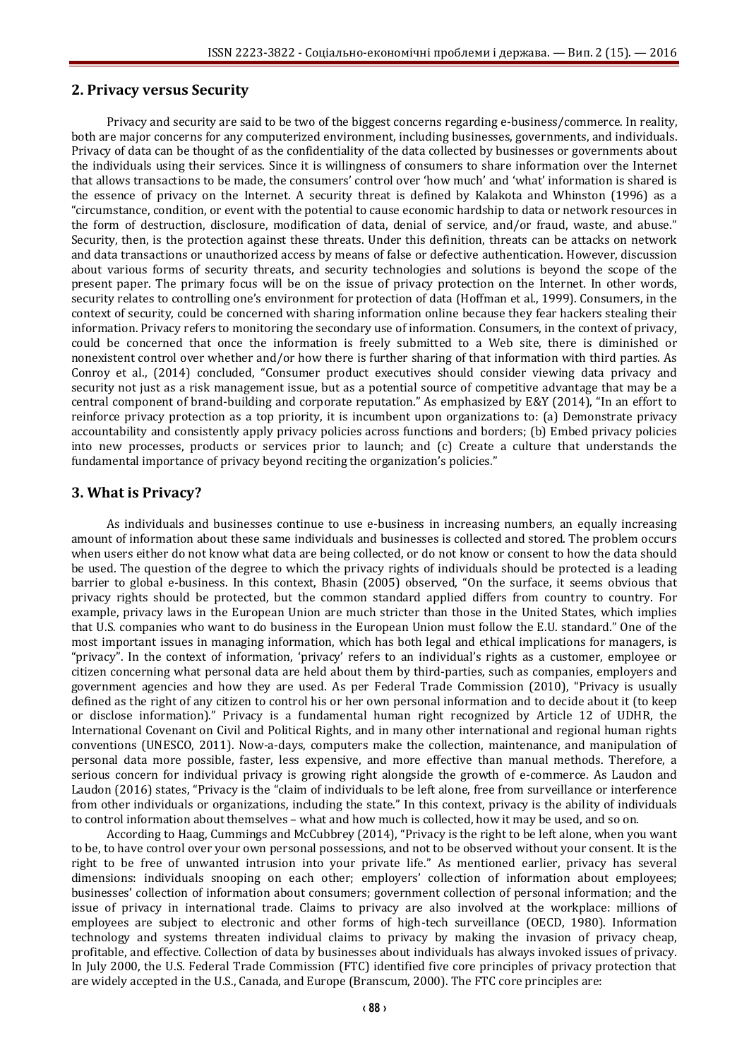## 2. Privacy versus Security

Privacy and security are said to be two of the biggest concerns regarding e-business/commerce. In reality, both are major concerns for any computerized environment, including businesses, governments, and individuals. Privacy of data can be thought of as the confidentiality of the data collected by businesses or governments about the individuals using their services. Since it is willingness of consumers to share information over the Internet that allows transactions to be made, the consumers' control over 'how much' and 'what' information is shared is the essence of privacy on the Internet. A security threat is defined by Kalakota and Whinston (1996) as a "circumstance, condition, or event with the potential to cause economic hardship to data or network resources in the form of destruction, disclosure, modification of data, denial of service, and/or fraud, waste, and abuse." Security, then, is the protection against these threats. Under this definition, threats can be attacks on network and data transactions or unauthorized access by means of false or defective authentication. However, discussion about various forms of security threats, and security technologies and solutions is beyond the scope of the present paper. The primary focus will be on the issue of privacy protection on the Internet. In other words, security relates to controlling one's environment for protection of data (Hoffman et al., 1999). Consumers, in the context of security, could be concerned with sharing information online because they fear hackers stealing their information. Privacy refers to monitoring the secondary use of information. Consumers, in the context of privacy, could be concerned that once the information is freely submitted to a Web site, there is diminished or nonexistent control over whether and/or how there is further sharing of that information with third parties. As Conroy et al., (2014) concluded, "Consumer product executives should consider viewing data privacy and security not just as a risk management issue, but as a potential source of competitive advantage that may be a central component of brand-building and corporate reputation." As emphasized by E&Y (2014), "In an effort to reinforce privacy protection as a top priority, it is incumbent upon organizations to: (a) Demonstrate privacy accountability and consistently apply privacy policies across functions and borders; (b) Embed privacy policies into new processes, products or services prior to launch; and (c) Create a culture that understands the fundamental importance of privacy beyond reciting the organization's policies."

## 3. What is Privacy?

As individuals and businesses continue to use e-business in increasing numbers, an equally increasing amount of information about these same individuals and businesses is collected and stored. The problem occurs when users either do not know what data are being collected, or do not know or consent to how the data should be used. The question of the degree to which the privacy rights of individuals should be protected is a leading barrier to global e-business. In this context, Bhasin (2005) observed, "On the surface, it seems obvious that privacy rights should be protected, but the common standard applied differs from country to country. For example, privacy laws in the European Union are much stricter than those in the United States, which implies that U.S. companies who want to do business in the European Union must follow the E.U. standard." One of the most important issues in managing information, which has both legal and ethical implications for managers, is "privacy". In the context of information, 'privacy' refers to an individual's rights as a customer, employee or citizen concerning what personal data are held about them by third-parties, such as companies, employers and government agencies and how they are used. As per Federal Trade Commission (2010), "Privacy is usually defined as the right of any citizen to control his or her own personal information and to decide about it (to keep or disclose information)." Privacy is a fundamental human right recognized by Article 12 of UDHR, the International Covenant on Civil and Political Rights, and in many other international and regional human rights conventions (UNESCO, 2011). Now-a-days, computers make the collection, maintenance, and manipulation of personal data more possible, faster, less expensive, and more effective than manual methods. Therefore, a serious concern for individual privacy is growing right alongside the growth of e-commerce. As Laudon and Laudon (2016) states, "Privacy is the "claim of individuals to be left alone, free from surveillance or interference from other individuals or organizations, including the state." In this context, privacy is the ability of individuals to control information about themselves – what and how much is collected, how it may be used, and so on.

According to Haag, Cummings and McCubbrey (2014), "Privacy is the right to be left alone, when you want to be, to have control over your own personal possessions, and not to be observed without your consent. It is the right to be free of unwanted intrusion into your private life." As mentioned earlier, privacy has several dimensions: individuals snooping on each other; employers' collection of information about employees; businesses' collection of information about consumers; government collection of personal information; and the issue of privacy in international trade. Claims to privacy are also involved at the workplace: millions of employees are subject to electronic and other forms of high-tech surveillance (OECD, 1980). Information technology and systems threaten individual claims to privacy by making the invasion of privacy cheap, profitable, and effective. Collection of data by businesses about individuals has always invoked issues of privacy. In July 2000, the U.S. Federal Trade Commission (FTC) identified five core principles of privacy protection that are widely accepted in the U.S., Canada, and Europe (Branscum, 2000). The FTC core principles are: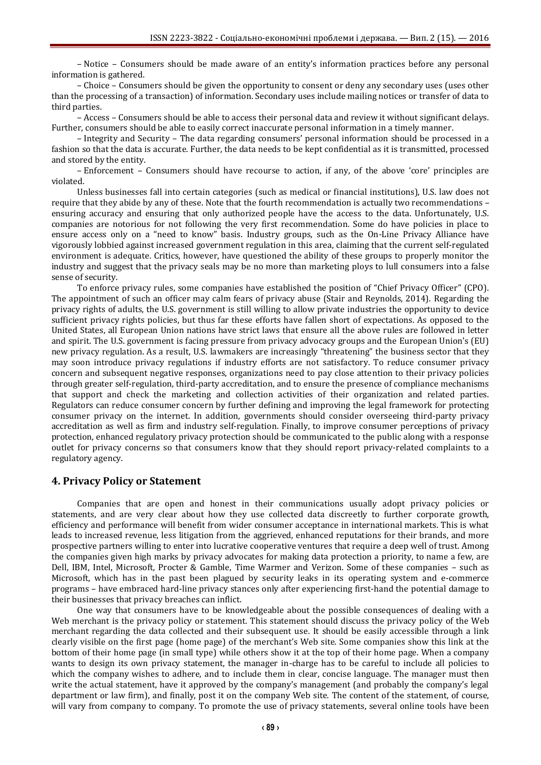– Notice – Consumers should be made aware of an entity's information practices before any personal information is gathered.

– Choice – Consumers should be given the opportunity to consent or deny any secondary uses (uses other than the processing of a transaction) of information. Secondary uses include mailing notices or transfer of data to third parties.

– Access – Consumers should be able to access their personal data and review it without significant delays. Further, consumers should be able to easily correct inaccurate personal information in a timely manner.

– Integrity and Security – The data regarding consumers' personal information should be processed in a fashion so that the data is accurate. Further, the data needs to be kept confidential as it is transmitted, processed and stored by the entity.

– Enforcement – Consumers should have recourse to action, if any, of the above 'core' principles are violated.

Unless businesses fall into certain categories (such as medical or financial institutions), U.S. law does not require that they abide by any of these. Note that the fourth recommendation is actually two recommendations – ensuring accuracy and ensuring that only authorized people have the access to the data. Unfortunately, U.S. companies are notorious for not following the very first recommendation. Some do have policies in place to ensure access only on a "need to know" basis. Industry groups, such as the On-Line Privacy Alliance have vigorously lobbied against increased government regulation in this area, claiming that the current self-regulated environment is adequate. Critics, however, have questioned the ability of these groups to properly monitor the industry and suggest that the privacy seals may be no more than marketing ploys to lull consumers into a false sense of security.

To enforce privacy rules, some companies have established the position of "Chief Privacy Officer" (CPO). The appointment of such an officer may calm fears of privacy abuse (Stair and Reynolds, 2014). Regarding the privacy rights of adults, the U.S. government is still willing to allow private industries the opportunity to device sufficient privacy rights policies, but thus far these efforts have fallen short of expectations. As opposed to the United States, all European Union nations have strict laws that ensure all the above rules are followed in letter and spirit. The U.S. government is facing pressure from privacy advocacy groups and the European Union's (EU) new privacy regulation. As a result, U.S. lawmakers are increasingly "threatening" the business sector that they may soon introduce privacy regulations if industry efforts are not satisfactory. To reduce consumer privacy concern and subsequent negative responses, organizations need to pay close attention to their privacy policies through greater self-regulation, third-party accreditation, and to ensure the presence of compliance mechanisms that support and check the marketing and collection activities of their organization and related parties. Regulators can reduce consumer concern by further defining and improving the legal framework for protecting consumer privacy on the internet. In addition, governments should consider overseeing third-party privacy accreditation as well as firm and industry self-regulation. Finally, to improve consumer perceptions of privacy protection, enhanced regulatory privacy protection should be communicated to the public along with a response outlet for privacy concerns so that consumers know that they should report privacy-related complaints to a regulatory agency.

## 4. Privacy Policy or Statement

Companies that are open and honest in their communications usually adopt privacy policies or statements, and are very clear about how they use collected data discreetly to further corporate growth, efficiency and performance will benefit from wider consumer acceptance in international markets. This is what leads to increased revenue, less litigation from the aggrieved, enhanced reputations for their brands, and more prospective partners willing to enter into lucrative cooperative ventures that require a deep well of trust. Among the companies given high marks by privacy advocates for making data protection a priority, to name a few, are Dell, IBM, Intel, Microsoft, Procter & Gamble, Time Warmer and Verizon. Some of these companies – such as Microsoft, which has in the past been plagued by security leaks in its operating system and e-commerce programs – have embraced hard-line privacy stances only after experiencing first-hand the potential damage to their businesses that privacy breaches can inflict.

One way that consumers have to be knowledgeable about the possible consequences of dealing with a Web merchant is the privacy policy or statement. This statement should discuss the privacy policy of the Web merchant regarding the data collected and their subsequent use. It should be easily accessible through a link clearly visible on the first page (home page) of the merchant's Web site. Some companies show this link at the bottom of their home page (in small type) while others show it at the top of their home page. When a company wants to design its own privacy statement, the manager in-charge has to be careful to include all policies to which the company wishes to adhere, and to include them in clear, concise language. The manager must then write the actual statement, have it approved by the company's management (and probably the company's legal department or law firm), and finally, post it on the company Web site. The content of the statement, of course, will vary from company to company. To promote the use of privacy statements, several online tools have been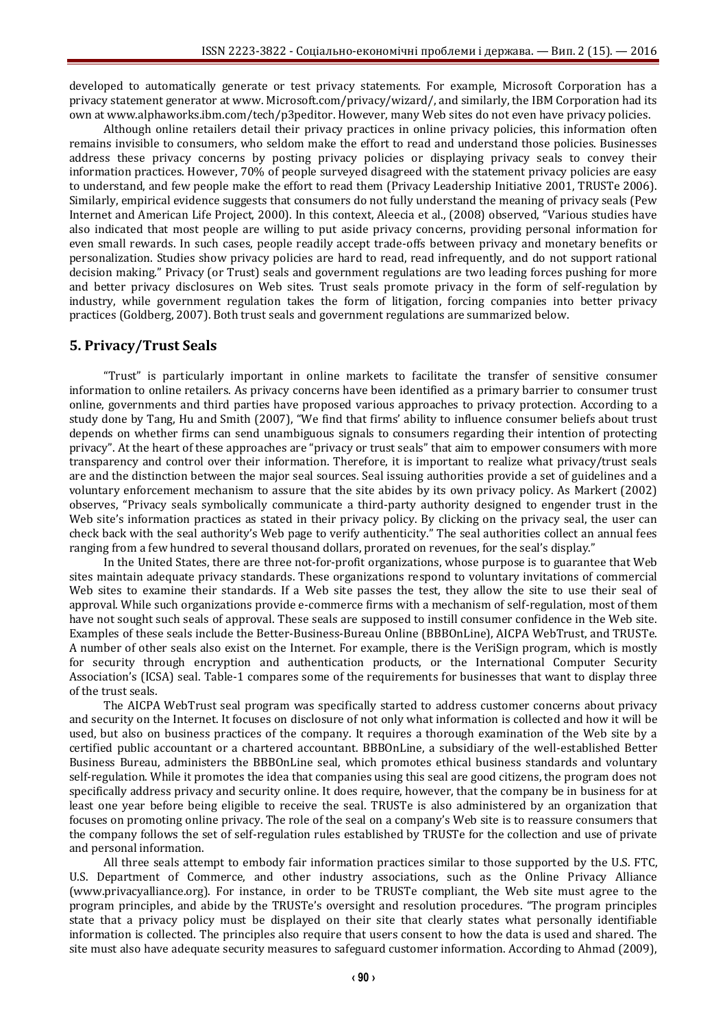developed to automatically generate or test privacy statements. For example, Microsoft Corporation has a privacy statement generator at www. Microsoft.com/privacy/wizard/, and similarly, the IBM Corporation had its own at www.alphaworks.ibm.com/tech/p3peditor. However, many Web sites do not even have privacy policies.

Although online retailers detail their privacy practices in online privacy policies, this information often remains invisible to consumers, who seldom make the effort to read and understand those policies. Businesses address these privacy concerns by posting privacy policies or displaying privacy seals to convey their information practices. However, 70% of people surveyed disagreed with the statement privacy policies are easy to understand, and few people make the effort to read them (Privacy Leadership Initiative 2001, TRUSTe 2006). Similarly, empirical evidence suggests that consumers do not fully understand the meaning of privacy seals (Pew Internet and American Life Project, 2000). In this context, Aleecia et al., (2008) observed, "Various studies have also indicated that most people are willing to put aside privacy concerns, providing personal information for even small rewards. In such cases, people readily accept trade-offs between privacy and monetary benefits or personalization. Studies show privacy policies are hard to read, read infrequently, and do not support rational decision making." Privacy (or Trust) seals and government regulations are two leading forces pushing for more and better privacy disclosures on Web sites. Trust seals promote privacy in the form of self-regulation by industry, while government regulation takes the form of litigation, forcing companies into better privacy practices (Goldberg, 2007). Both trust seals and government regulations are summarized below.

## 5. Privacy/Trust Seals

"Trust" is particularly important in online markets to facilitate the transfer of sensitive consumer information to online retailers. As privacy concerns have been identified as a primary barrier to consumer trust online, governments and third parties have proposed various approaches to privacy protection. According to a study done by Tang, Hu and Smith (2007), "We find that firms' ability to influence consumer beliefs about trust depends on whether firms can send unambiguous signals to consumers regarding their intention of protecting privacy". At the heart of these approaches are "privacy or trust seals" that aim to empower consumers with more transparency and control over their information. Therefore, it is important to realize what privacy/trust seals are and the distinction between the major seal sources. Seal issuing authorities provide a set of guidelines and a voluntary enforcement mechanism to assure that the site abides by its own privacy policy. As Markert (2002) observes, "Privacy seals symbolically communicate a third-party authority designed to engender trust in the Web site's information practices as stated in their privacy policy. By clicking on the privacy seal, the user can check back with the seal authority's Web page to verify authenticity." The seal authorities collect an annual fees ranging from a few hundred to several thousand dollars, prorated on revenues, for the seal's display."

In the United States, there are three not-for-profit organizations, whose purpose is to guarantee that Web sites maintain adequate privacy standards. These organizations respond to voluntary invitations of commercial Web sites to examine their standards. If a Web site passes the test, they allow the site to use their seal of approval. While such organizations provide e-commerce firms with a mechanism of self-regulation, most of them have not sought such seals of approval. These seals are supposed to instill consumer confidence in the Web site. Examples of these seals include the Better-Business-Bureau Online (BBBOnLine), AICPA WebTrust, and TRUSTe. A number of other seals also exist on the Internet. For example, there is the VeriSign program, which is mostly for security through encryption and authentication products, or the International Computer Security Association's (ICSA) seal. Table-1 compares some of the requirements for businesses that want to display three of the trust seals.

The AICPA WebTrust seal program was specifically started to address customer concerns about privacy and security on the Internet. It focuses on disclosure of not only what information is collected and how it will be used, but also on business practices of the company. It requires a thorough examination of the Web site by a certified public accountant or a chartered accountant. BBBOnLine, a subsidiary of the well-established Better Business Bureau, administers the BBBOnLine seal, which promotes ethical business standards and voluntary self-regulation. While it promotes the idea that companies using this seal are good citizens, the program does not specifically address privacy and security online. It does require, however, that the company be in business for at least one year before being eligible to receive the seal. TRUSTe is also administered by an organization that focuses on promoting online privacy. The role of the seal on a company's Web site is to reassure consumers that the company follows the set of self-regulation rules established by TRUSTe for the collection and use of private and personal information.

All three seals attempt to embody fair information practices similar to those supported by the U.S. FTC, U.S. Department of Commerce, and other industry associations, such as the Online Privacy Alliance (www.privacyalliance.org). For instance, in order to be TRUSTe compliant, the Web site must agree to the program principles, and abide by the TRUSTe's oversight and resolution procedures. "The program principles state that a privacy policy must be displayed on their site that clearly states what personally identifiable information is collected. The principles also require that users consent to how the data is used and shared. The site must also have adequate security measures to safeguard customer information. According to Ahmad (2009),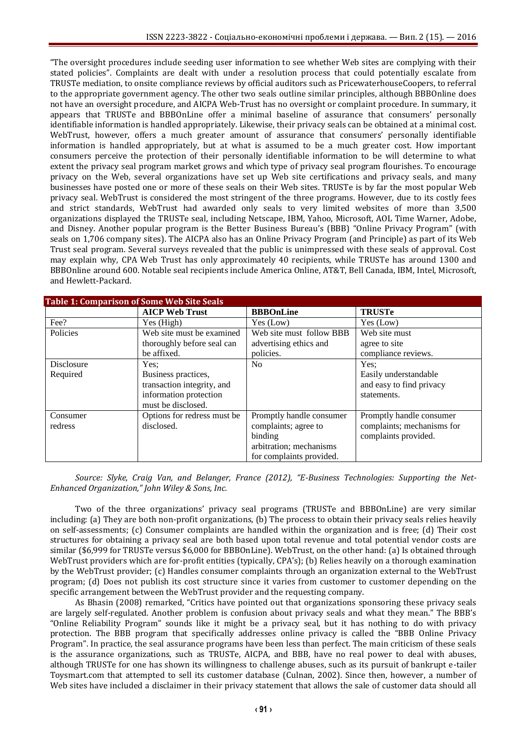"The oversight procedures include seeding user information to see whether Web sites are complying with their stated policies". Complaints are dealt with under a resolution process that could potentially escalate from TRUSTe mediation, to onsite compliance reviews by official auditors such as PricewaterhouseCoopers, to referral to the appropriate government agency. The other two seals outline similar principles, although BBBOnline does not have an oversight procedure, and AICPA Web-Trust has no oversight or complaint procedure. In summary, it appears that TRUSTe and BBBOnLine offer a minimal baseline of assurance that consumers' personally identifiable information is handled appropriately. Likewise, their privacy seals can be obtained at a minimal cost. WebTrust, however, offers a much greater amount of assurance that consumers' personally identifiable information is handled appropriately, but at what is assumed to be a much greater cost. How important consumers perceive the protection of their personally identifiable information to be will determine to what extent the privacy seal program market grows and which type of privacy seal program flourishes. To encourage privacy on the Web, several organizations have set up Web site certifications and privacy seals, and many businesses have posted one or more of these seals on their Web sites. TRUSTe is by far the most popular Web privacy seal. WebTrust is considered the most stringent of the three programs. However, due to its costly fees and strict standards, WebTrust had awarded only seals to very limited websites of more than 3,500 organizations displayed the TRUSTe seal, including Netscape, IBM, Yahoo, Microsoft, AOL Time Warner, Adobe, and Disney. Another popular program is the Better Business Bureau's (BBB) "Online Privacy Program" (with seals on 1,706 company sites). The AICPA also has an Online Privacy Program (and Principle) as part of its Web Trust seal program. Several surveys revealed that the public is unimpressed with these seals of approval. Cost may explain why, CPA Web Trust has only approximately 40 recipients, while TRUSTe has around 1300 and BBBOnline around 600. Notable seal recipients include America Online, AT&T, Bell Canada, IBM, Intel, Microsoft, and Hewlett-Packard.

**Table 1: Comparison of Some Web Site Seals**

| | AICP Web Trust | BBBOnLine | TRUSTe |
|---|---|---|---|
| Fee? | Yes (High) | Yes (Low) | Yes (Low) |
| Policies | Web site must be examined thoroughly before seal can be affixed. | Web site must follow BBB advertising ethics and policies. | Web site must agree to site compliance reviews. |
| Disclosure Required | Yes; Business practices, transaction integrity, and information protection must be disclosed. | No | Yes; Easily understandable and easy to find privacy statements. |
| Consumer redress | Options for redress must be disclosed. | Promptly handle consumer complaints; agree to binding arbitration; mechanisms for complaints provided. | Promptly handle consumer complaints; mechanisms for complaints provided. |

*Source: Slyke, Craig Van, and Belanger, France (2012), "E-Business Technologies: Supporting the Net-Enhanced Organization," John Wiley & Sons, Inc.*

Two of the three organizations' privacy seal programs (TRUSTe and BBBOnLine) are very similar including: (a) They are both non-profit organizations, (b) The process to obtain their privacy seals relies heavily on self-assessments; (c) Consumer complaints are handled within the organization and is free; (d) Their cost structures for obtaining a privacy seal are both based upon total revenue and total potential vendor costs are similar ($6,999 for TRUSTe versus $6,000 for BBBOnLine). WebTrust, on the other hand: (a) Is obtained through WebTrust providers which are for-profit entities (typically, CPA's); (b) Relies heavily on a thorough examination by the WebTrust provider; (c) Handles consumer complaints through an organization external to the WebTrust program; (d) Does not publish its cost structure since it varies from customer to customer depending on the specific arrangement between the WebTrust provider and the requesting company.

As Bhasin (2008) remarked, "Critics have pointed out that organizations sponsoring these privacy seals are largely self-regulated. Another problem is confusion about privacy seals and what they mean." The BBB's "Online Reliability Program" sounds like it might be a privacy seal, but it has nothing to do with privacy protection. The BBB program that specifically addresses online privacy is called the "BBB Online Privacy Program". In practice, the seal assurance programs have been less than perfect. The main criticism of these seals is the assurance organizations, such as TRUSTe, AICPA, and BBB, have no real power to deal with abuses, although TRUSTe for one has shown its willingness to challenge abuses, such as its pursuit of bankrupt e-tailer Toysmart.com that attempted to sell its customer database (Culnan, 2002). Since then, however, a number of Web sites have included a disclaimer in their privacy statement that allows the sale of customer data should all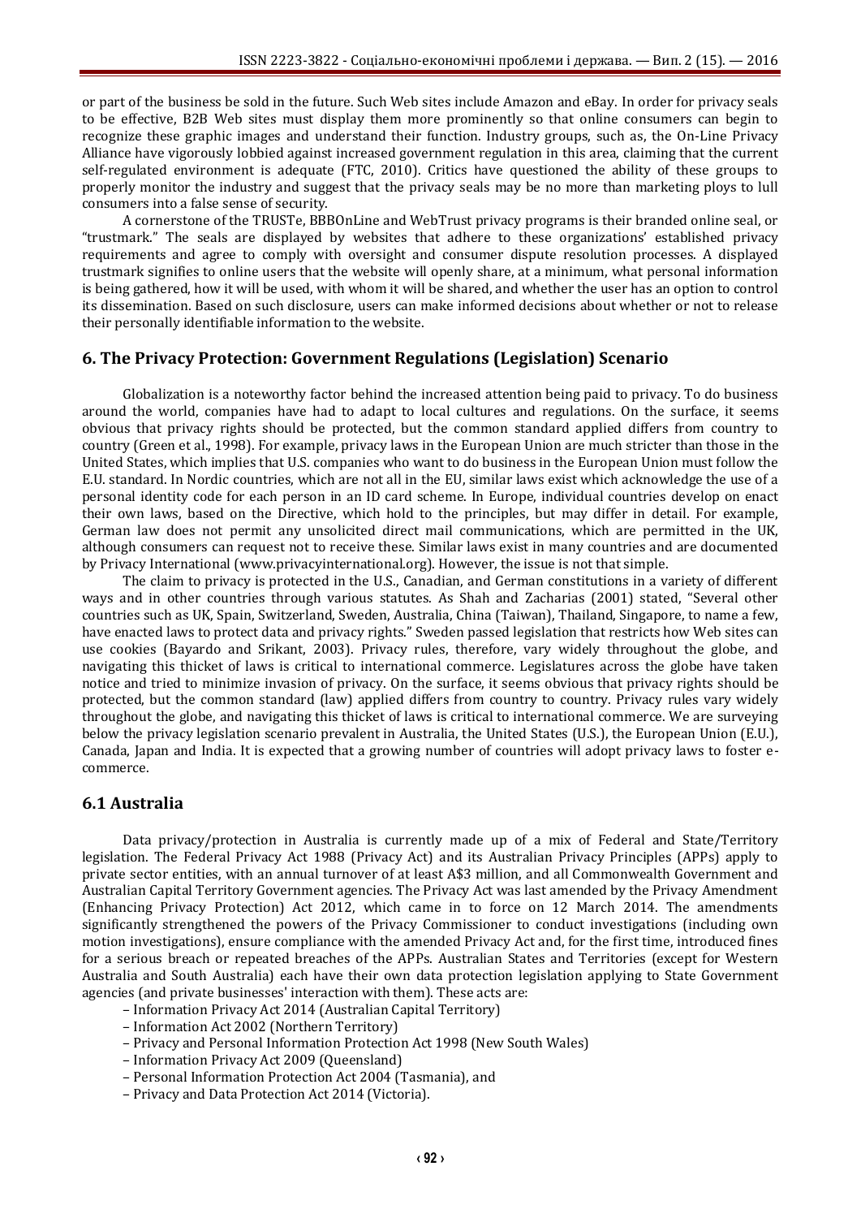or part of the business be sold in the future. Such Web sites include Amazon and eBay. In order for privacy seals to be effective, B2B Web sites must display them more prominently so that online consumers can begin to recognize these graphic images and understand their function. Industry groups, such as, the On-Line Privacy Alliance have vigorously lobbied against increased government regulation in this area, claiming that the current self-regulated environment is adequate (FTC, 2010). Critics have questioned the ability of these groups to properly monitor the industry and suggest that the privacy seals may be no more than marketing ploys to lull consumers into a false sense of security.

A cornerstone of the TRUSTe, BBBOnLine and WebTrust privacy programs is their branded online seal, or "trustmark." The seals are displayed by websites that adhere to these organizations' established privacy requirements and agree to comply with oversight and consumer dispute resolution processes. A displayed trustmark signifies to online users that the website will openly share, at a minimum, what personal information is being gathered, how it will be used, with whom it will be shared, and whether the user has an option to control its dissemination. Based on such disclosure, users can make informed decisions about whether or not to release their personally identifiable information to the website.

## 6. The Privacy Protection: Government Regulations (Legislation) Scenario

Globalization is a noteworthy factor behind the increased attention being paid to privacy. To do business around the world, companies have had to adapt to local cultures and regulations. On the surface, it seems obvious that privacy rights should be protected, but the common standard applied differs from country to country (Green et al., 1998). For example, privacy laws in the European Union are much stricter than those in the United States, which implies that U.S. companies who want to do business in the European Union must follow the E.U. standard. In Nordic countries, which are not all in the EU, similar laws exist which acknowledge the use of a personal identity code for each person in an ID card scheme. In Europe, individual countries develop on enact their own laws, based on the Directive, which hold to the principles, but may differ in detail. For example, German law does not permit any unsolicited direct mail communications, which are permitted in the UK, although consumers can request not to receive these. Similar laws exist in many countries and are documented by Privacy International (www.privacyinternational.org). However, the issue is not that simple.

The claim to privacy is protected in the U.S., Canadian, and German constitutions in a variety of different ways and in other countries through various statutes. As Shah and Zacharias (2001) stated, "Several other countries such as UK, Spain, Switzerland, Sweden, Australia, China (Taiwan), Thailand, Singapore, to name a few, have enacted laws to protect data and privacy rights." Sweden passed legislation that restricts how Web sites can use cookies (Bayardo and Srikant, 2003). Privacy rules, therefore, vary widely throughout the globe, and navigating this thicket of laws is critical to international commerce. Legislatures across the globe have taken notice and tried to minimize invasion of privacy. On the surface, it seems obvious that privacy rights should be protected, but the common standard (law) applied differs from country to country. Privacy rules vary widely throughout the globe, and navigating this thicket of laws is critical to international commerce. We are surveying below the privacy legislation scenario prevalent in Australia, the United States (U.S.), the European Union (E.U.), Canada, Japan and India. It is expected that a growing number of countries will adopt privacy laws to foster e-commerce.

### 6.1 Australia

Data privacy/protection in Australia is currently made up of a mix of Federal and State/Territory legislation. The Federal Privacy Act 1988 (Privacy Act) and its Australian Privacy Principles (APPs) apply to private sector entities, with an annual turnover of at least A$3 million, and all Commonwealth Government and Australian Capital Territory Government agencies. The Privacy Act was last amended by the Privacy Amendment (Enhancing Privacy Protection) Act 2012, which came in to force on 12 March 2014. The amendments significantly strengthened the powers of the Privacy Commissioner to conduct investigations (including own motion investigations), ensure compliance with the amended Privacy Act and, for the first time, introduced fines for a serious breach or repeated breaches of the APPs. Australian States and Territories (except for Western Australia and South Australia) each have their own data protection legislation applying to State Government agencies (and private businesses' interaction with them). These acts are:

- Information Privacy Act 2014 (Australian Capital Territory)
- Information Act 2002 (Northern Territory)
- Privacy and Personal Information Protection Act 1998 (New South Wales)
- Information Privacy Act 2009 (Queensland)
- Personal Information Protection Act 2004 (Tasmania), and
- Privacy and Data Protection Act 2014 (Victoria).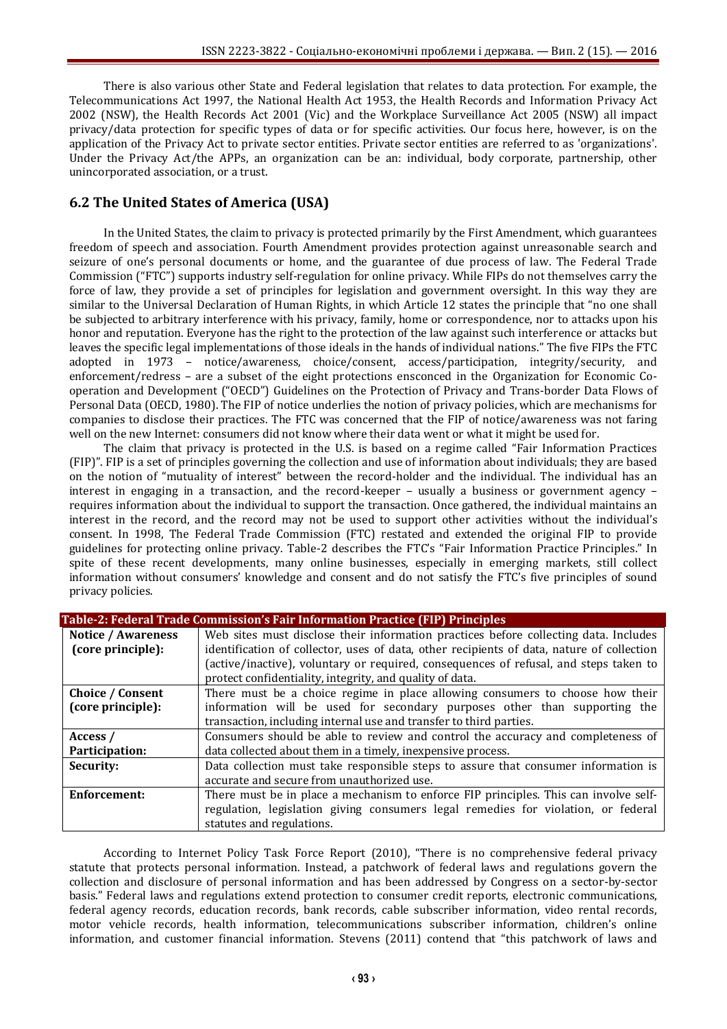There is also various other State and Federal legislation that relates to data protection. For example, the Telecommunications Act 1997, the National Health Act 1953, the Health Records and Information Privacy Act 2002 (NSW), the Health Records Act 2001 (Vic) and the Workplace Surveillance Act 2005 (NSW) all impact privacy/data protection for specific types of data or for specific activities. Our focus here, however, is on the application of the Privacy Act to private sector entities. Private sector entities are referred to as 'organizations'. Under the Privacy Act/the APPs, an organization can be an: individual, body corporate, partnership, other unincorporated association, or a trust.

## 6.2 The United States of America (USA)

In the United States, the claim to privacy is protected primarily by the First Amendment, which guarantees freedom of speech and association. Fourth Amendment provides protection against unreasonable search and seizure of one's personal documents or home, and the guarantee of due process of law. The Federal Trade Commission ("FTC") supports industry self-regulation for online privacy. While FIPs do not themselves carry the force of law, they provide a set of principles for legislation and government oversight. In this way they are similar to the Universal Declaration of Human Rights, in which Article 12 states the principle that "no one shall be subjected to arbitrary interference with his privacy, family, home or correspondence, nor to attacks upon his honor and reputation. Everyone has the right to the protection of the law against such interference or attacks but leaves the specific legal implementations of those ideals in the hands of individual nations." The five FIPs the FTC adopted in 1973 – notice/awareness, choice/consent, access/participation, integrity/security, and enforcement/redress – are a subset of the eight protections ensconced in the Organization for Economic Co-operation and Development ("OECD") Guidelines on the Protection of Privacy and Trans-border Data Flows of Personal Data (OECD, 1980). The FIP of notice underlies the notion of privacy policies, which are mechanisms for companies to disclose their practices. The FTC was concerned that the FIP of notice/awareness was not faring well on the new Internet: consumers did not know where their data went or what it might be used for.

The claim that privacy is protected in the U.S. is based on a regime called "Fair Information Practices (FIP)". FIP is a set of principles governing the collection and use of information about individuals; they are based on the notion of "mutuality of interest" between the record-holder and the individual. The individual has an interest in engaging in a transaction, and the record-keeper – usually a business or government agency – requires information about the individual to support the transaction. Once gathered, the individual maintains an interest in the record, and the record may not be used to support other activities without the individual's consent. In 1998, The Federal Trade Commission (FTC) restated and extended the original FIP to provide guidelines for protecting online privacy. Table-2 describes the FTC's "Fair Information Practice Principles." In spite of these recent developments, many online businesses, especially in emerging markets, still collect information without consumers' knowledge and consent and do not satisfy the FTC's five principles of sound privacy policies.

**Table-2: Federal Trade Commission's Fair Information Practice (FIP) Principles**

| Principle | Description |
|---|---|
| **Notice / Awareness (core principle):** | Web sites must disclose their information practices before collecting data. Includes identification of collector, uses of data, other recipients of data, nature of collection (active/inactive), voluntary or required, consequences of refusal, and steps taken to protect confidentiality, integrity, and quality of data. |
| **Choice / Consent (core principle):** | There must be a choice regime in place allowing consumers to choose how their information will be used for secondary purposes other than supporting the transaction, including internal use and transfer to third parties. |
| **Access / Participation:** | Consumers should be able to review and control the accuracy and completeness of data collected about them in a timely, inexpensive process. |
| **Security:** | Data collection must take responsible steps to assure that consumer information is accurate and secure from unauthorized use. |
| **Enforcement:** | There must be in place a mechanism to enforce FIP principles. This can involve self-regulation, legislation giving consumers legal remedies for violation, or federal statutes and regulations. |

According to Internet Policy Task Force Report (2010), "There is no comprehensive federal privacy statute that protects personal information. Instead, a patchwork of federal laws and regulations govern the collection and disclosure of personal information and has been addressed by Congress on a sector-by-sector basis." Federal laws and regulations extend protection to consumer credit reports, electronic communications, federal agency records, education records, bank records, cable subscriber information, video rental records, motor vehicle records, health information, telecommunications subscriber information, children's online information, and customer financial information. Stevens (2011) contend that "this patchwork of laws and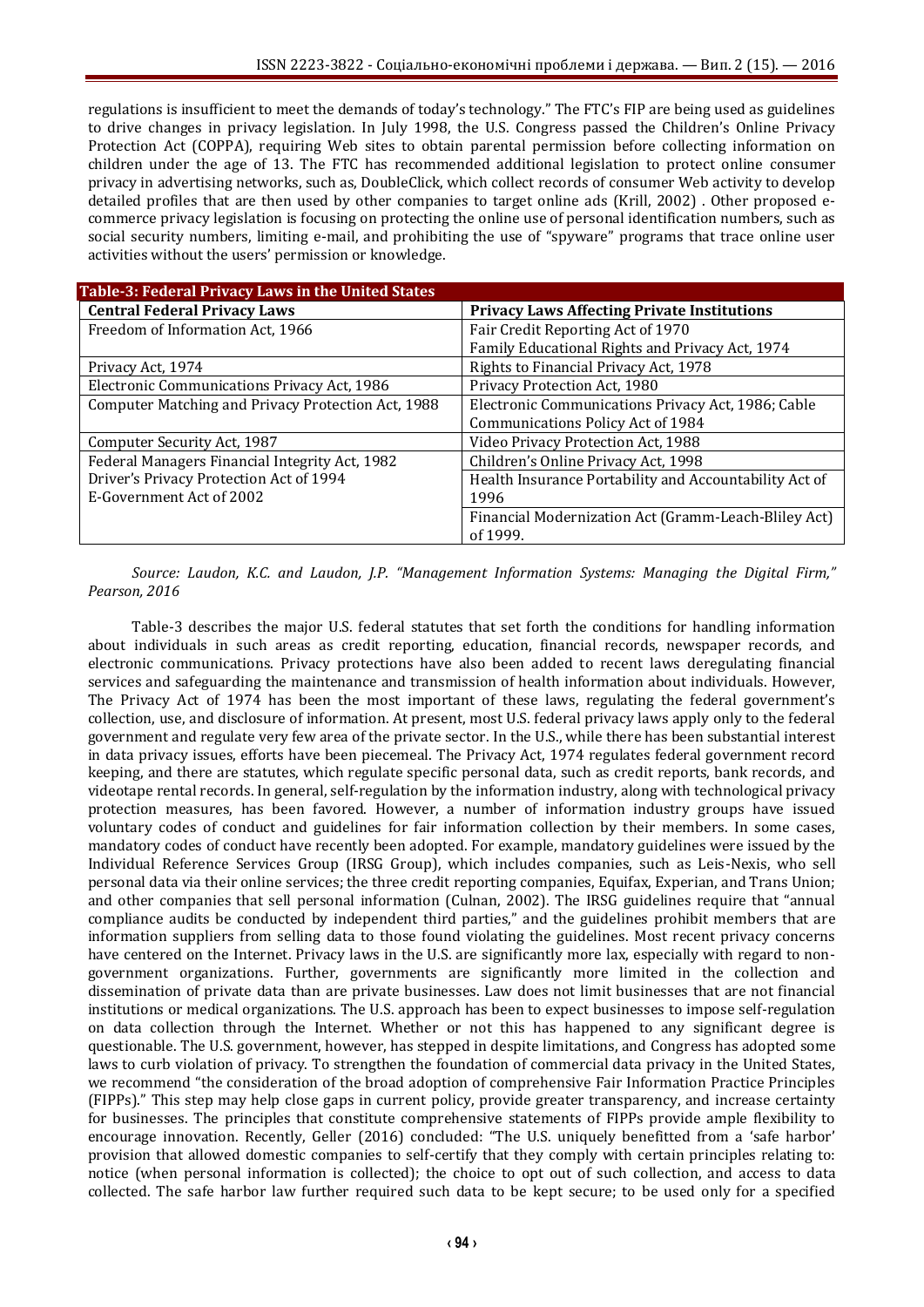regulations is insufficient to meet the demands of today's technology." The FTC's FIP are being used as guidelines to drive changes in privacy legislation. In July 1998, the U.S. Congress passed the Children's Online Privacy Protection Act (COPPA), requiring Web sites to obtain parental permission before collecting information on children under the age of 13. The FTC has recommended additional legislation to protect online consumer privacy in advertising networks, such as, DoubleClick, which collect records of consumer Web activity to develop detailed profiles that are then used by other companies to target online ads (Krill, 2002) . Other proposed e-commerce privacy legislation is focusing on protecting the online use of personal identification numbers, such as social security numbers, limiting e-mail, and prohibiting the use of "spyware" programs that trace online user activities without the users' permission or knowledge.

**Table-3: Federal Privacy Laws in the United States**

| Central Federal Privacy Laws | Privacy Laws Affecting Private Institutions |
|---|---|
| Freedom of Information Act, 1966 | Fair Credit Reporting Act of 1970<br>Family Educational Rights and Privacy Act, 1974 |
| Privacy Act, 1974 | Rights to Financial Privacy Act, 1978 |
| Electronic Communications Privacy Act, 1986 | Privacy Protection Act, 1980 |
| Computer Matching and Privacy Protection Act, 1988 | Electronic Communications Privacy Act, 1986; Cable Communications Policy Act of 1984 |
| Computer Security Act, 1987 | Video Privacy Protection Act, 1988 |
| Federal Managers Financial Integrity Act, 1982<br>Driver's Privacy Protection Act of 1994<br>E-Government Act of 2002 | Children's Online Privacy Act, 1998<br>Health Insurance Portability and Accountability Act of 1996<br>Financial Modernization Act (Gramm-Leach-Bliley Act) of 1999. |

*Source: Laudon, K.C. and Laudon, J.P. "Management Information Systems: Managing the Digital Firm," Pearson, 2016*

Table-3 describes the major U.S. federal statutes that set forth the conditions for handling information about individuals in such areas as credit reporting, education, financial records, newspaper records, and electronic communications. Privacy protections have also been added to recent laws deregulating financial services and safeguarding the maintenance and transmission of health information about individuals. However, The Privacy Act of 1974 has been the most important of these laws, regulating the federal government's collection, use, and disclosure of information. At present, most U.S. federal privacy laws apply only to the federal government and regulate very few area of the private sector. In the U.S., while there has been substantial interest in data privacy issues, efforts have been piecemeal. The Privacy Act, 1974 regulates federal government record keeping, and there are statutes, which regulate specific personal data, such as credit reports, bank records, and videotape rental records. In general, self-regulation by the information industry, along with technological privacy protection measures, has been favored. However, a number of information industry groups have issued voluntary codes of conduct and guidelines for fair information collection by their members. In some cases, mandatory codes of conduct have recently been adopted. For example, mandatory guidelines were issued by the Individual Reference Services Group (IRSG Group), which includes companies, such as Leis-Nexis, who sell personal data via their online services; the three credit reporting companies, Equifax, Experian, and Trans Union; and other companies that sell personal information (Culnan, 2002). The IRSG guidelines require that "annual compliance audits be conducted by independent third parties," and the guidelines prohibit members that are information suppliers from selling data to those found violating the guidelines. Most recent privacy concerns have centered on the Internet. Privacy laws in the U.S. are significantly more lax, especially with regard to non-government organizations. Further, governments are significantly more limited in the collection and dissemination of private data than are private businesses. Law does not limit businesses that are not financial institutions or medical organizations. The U.S. approach has been to expect businesses to impose self-regulation on data collection through the Internet. Whether or not this has happened to any significant degree is questionable. The U.S. government, however, has stepped in despite limitations, and Congress has adopted some laws to curb violation of privacy. To strengthen the foundation of commercial data privacy in the United States, we recommend "the consideration of the broad adoption of comprehensive Fair Information Practice Principles (FIPPs)." This step may help close gaps in current policy, provide greater transparency, and increase certainty for businesses. The principles that constitute comprehensive statements of FIPPs provide ample flexibility to encourage innovation. Recently, Geller (2016) concluded: "The U.S. uniquely benefitted from a 'safe harbor' provision that allowed domestic companies to self-certify that they comply with certain principles relating to: notice (when personal information is collected); the choice to opt out of such collection, and access to data collected. The safe harbor law further required such data to be kept secure; to be used only for a specified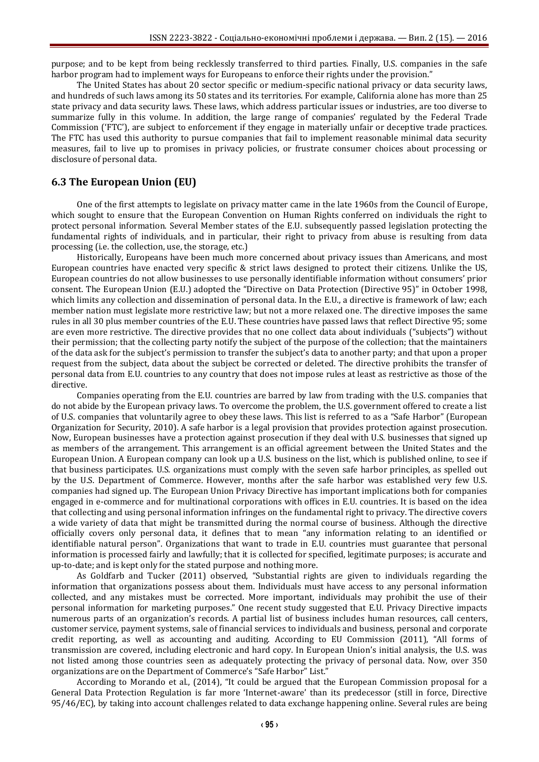purpose; and to be kept from being recklessly transferred to third parties. Finally, U.S. companies in the safe harbor program had to implement ways for Europeans to enforce their rights under the provision."

The United States has about 20 sector specific or medium-specific national privacy or data security laws, and hundreds of such laws among its 50 states and its territories. For example, California alone has more than 25 state privacy and data security laws. These laws, which address particular issues or industries, are too diverse to summarize fully in this volume. In addition, the large range of companies' regulated by the Federal Trade Commission ('FTC'), are subject to enforcement if they engage in materially unfair or deceptive trade practices. The FTC has used this authority to pursue companies that fail to implement reasonable minimal data security measures, fail to live up to promises in privacy policies, or frustrate consumer choices about processing or disclosure of personal data.

## 6.3 The European Union (EU)

One of the first attempts to legislate on privacy matter came in the late 1960s from the Council of Europe, which sought to ensure that the European Convention on Human Rights conferred on individuals the right to protect personal information. Several Member states of the E.U. subsequently passed legislation protecting the fundamental rights of individuals, and in particular, their right to privacy from abuse is resulting from data processing (i.e. the collection, use, the storage, etc.)

Historically, Europeans have been much more concerned about privacy issues than Americans, and most European countries have enacted very specific & strict laws designed to protect their citizens. Unlike the US, European countries do not allow businesses to use personally identifiable information without consumers' prior consent. The European Union (E.U.) adopted the "Directive on Data Protection (Directive 95)" in October 1998, which limits any collection and dissemination of personal data. In the E.U., a directive is framework of law; each member nation must legislate more restrictive law; but not a more relaxed one. The directive imposes the same rules in all 30 plus member countries of the E.U. These countries have passed laws that reflect Directive 95; some are even more restrictive. The directive provides that no one collect data about individuals ("subjects") without their permission; that the collecting party notify the subject of the purpose of the collection; that the maintainers of the data ask for the subject's permission to transfer the subject's data to another party; and that upon a proper request from the subject, data about the subject be corrected or deleted. The directive prohibits the transfer of personal data from E.U. countries to any country that does not impose rules at least as restrictive as those of the directive.

Companies operating from the E.U. countries are barred by law from trading with the U.S. companies that do not abide by the European privacy laws. To overcome the problem, the U.S. government offered to create a list of U.S. companies that voluntarily agree to obey these laws. This list is referred to as a "Safe Harbor" (European Organization for Security, 2010). A safe harbor is a legal provision that provides protection against prosecution. Now, European businesses have a protection against prosecution if they deal with U.S. businesses that signed up as members of the arrangement. This arrangement is an official agreement between the United States and the European Union. A European company can look up a U.S. business on the list, which is published online, to see if that business participates. U.S. organizations must comply with the seven safe harbor principles, as spelled out by the U.S. Department of Commerce. However, months after the safe harbor was established very few U.S. companies had signed up. The European Union Privacy Directive has important implications both for companies engaged in e-commerce and for multinational corporations with offices in E.U. countries. It is based on the idea that collecting and using personal information infringes on the fundamental right to privacy. The directive covers a wide variety of data that might be transmitted during the normal course of business. Although the directive officially covers only personal data, it defines that to mean "any information relating to an identified or identifiable natural person". Organizations that want to trade in E.U. countries must guarantee that personal information is processed fairly and lawfully; that it is collected for specified, legitimate purposes; is accurate and up-to-date; and is kept only for the stated purpose and nothing more.

As Goldfarb and Tucker (2011) observed, "Substantial rights are given to individuals regarding the information that organizations possess about them. Individuals must have access to any personal information collected, and any mistakes must be corrected. More important, individuals may prohibit the use of their personal information for marketing purposes." One recent study suggested that E.U. Privacy Directive impacts numerous parts of an organization's records. A partial list of business includes human resources, call centers, customer service, payment systems, sale of financial services to individuals and business, personal and corporate credit reporting, as well as accounting and auditing. According to EU Commission (2011), "All forms of transmission are covered, including electronic and hard copy. In European Union's initial analysis, the U.S. was not listed among those countries seen as adequately protecting the privacy of personal data. Now, over 350 organizations are on the Department of Commerce's "Safe Harbor" List."

According to Morando et al., (2014), "It could be argued that the European Commission proposal for a General Data Protection Regulation is far more 'Internet-aware' than its predecessor (still in force, Directive 95/46/EC), by taking into account challenges related to data exchange happening online. Several rules are being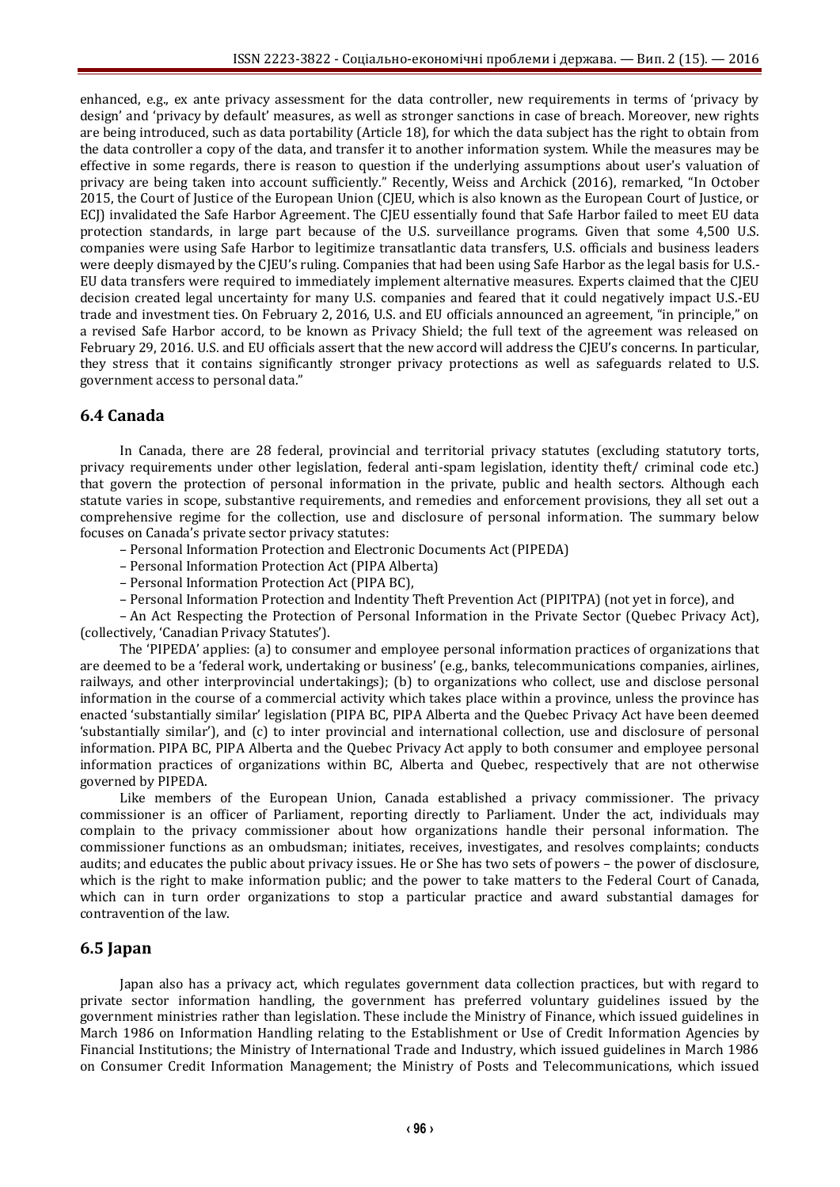enhanced, e.g., ex ante privacy assessment for the data controller, new requirements in terms of 'privacy by design' and 'privacy by default' measures, as well as stronger sanctions in case of breach. Moreover, new rights are being introduced, such as data portability (Article 18), for which the data subject has the right to obtain from the data controller a copy of the data, and transfer it to another information system. While the measures may be effective in some regards, there is reason to question if the underlying assumptions about user's valuation of privacy are being taken into account sufficiently." Recently, Weiss and Archick (2016), remarked, "In October 2015, the Court of Justice of the European Union (CJEU, which is also known as the European Court of Justice, or ECJ) invalidated the Safe Harbor Agreement. The CJEU essentially found that Safe Harbor failed to meet EU data protection standards, in large part because of the U.S. surveillance programs. Given that some 4,500 U.S. companies were using Safe Harbor to legitimize transatlantic data transfers, U.S. officials and business leaders were deeply dismayed by the CJEU's ruling. Companies that had been using Safe Harbor as the legal basis for U.S.-EU data transfers were required to immediately implement alternative measures. Experts claimed that the CJEU decision created legal uncertainty for many U.S. companies and feared that it could negatively impact U.S.-EU trade and investment ties. On February 2, 2016, U.S. and EU officials announced an agreement, "in principle," on a revised Safe Harbor accord, to be known as Privacy Shield; the full text of the agreement was released on February 29, 2016. U.S. and EU officials assert that the new accord will address the CJEU's concerns. In particular, they stress that it contains significantly stronger privacy protections as well as safeguards related to U.S. government access to personal data."

## 6.4 Canada

In Canada, there are 28 federal, provincial and territorial privacy statutes (excluding statutory torts, privacy requirements under other legislation, federal anti-spam legislation, identity theft/ criminal code etc.) that govern the protection of personal information in the private, public and health sectors. Although each statute varies in scope, substantive requirements, and remedies and enforcement provisions, they all set out a comprehensive regime for the collection, use and disclosure of personal information. The summary below focuses on Canada's private sector privacy statutes:

– Personal Information Protection and Electronic Documents Act (PIPEDA)

– Personal Information Protection Act (PIPA Alberta)

– Personal Information Protection Act (PIPA BC),

– Personal Information Protection and Indentity Theft Prevention Act (PIPITPA) (not yet in force), and

– An Act Respecting the Protection of Personal Information in the Private Sector (Quebec Privacy Act), (collectively, 'Canadian Privacy Statutes').

The 'PIPEDA' applies: (a) to consumer and employee personal information practices of organizations that are deemed to be a 'federal work, undertaking or business' (e.g., banks, telecommunications companies, airlines, railways, and other interprovincial undertakings); (b) to organizations who collect, use and disclose personal information in the course of a commercial activity which takes place within a province, unless the province has enacted 'substantially similar' legislation (PIPA BC, PIPA Alberta and the Quebec Privacy Act have been deemed 'substantially similar'), and (c) to inter provincial and international collection, use and disclosure of personal information. PIPA BC, PIPA Alberta and the Quebec Privacy Act apply to both consumer and employee personal information practices of organizations within BC, Alberta and Quebec, respectively that are not otherwise governed by PIPEDA.

Like members of the European Union, Canada established a privacy commissioner. The privacy commissioner is an officer of Parliament, reporting directly to Parliament. Under the act, individuals may complain to the privacy commissioner about how organizations handle their personal information. The commissioner functions as an ombudsman; initiates, receives, investigates, and resolves complaints; conducts audits; and educates the public about privacy issues. He or She has two sets of powers – the power of disclosure, which is the right to make information public; and the power to take matters to the Federal Court of Canada, which can in turn order organizations to stop a particular practice and award substantial damages for contravention of the law.

## 6.5 Japan

Japan also has a privacy act, which regulates government data collection practices, but with regard to private sector information handling, the government has preferred voluntary guidelines issued by the government ministries rather than legislation. These include the Ministry of Finance, which issued guidelines in March 1986 on Information Handling relating to the Establishment or Use of Credit Information Agencies by Financial Institutions; the Ministry of International Trade and Industry, which issued guidelines in March 1986 on Consumer Credit Information Management; the Ministry of Posts and Telecommunications, which issued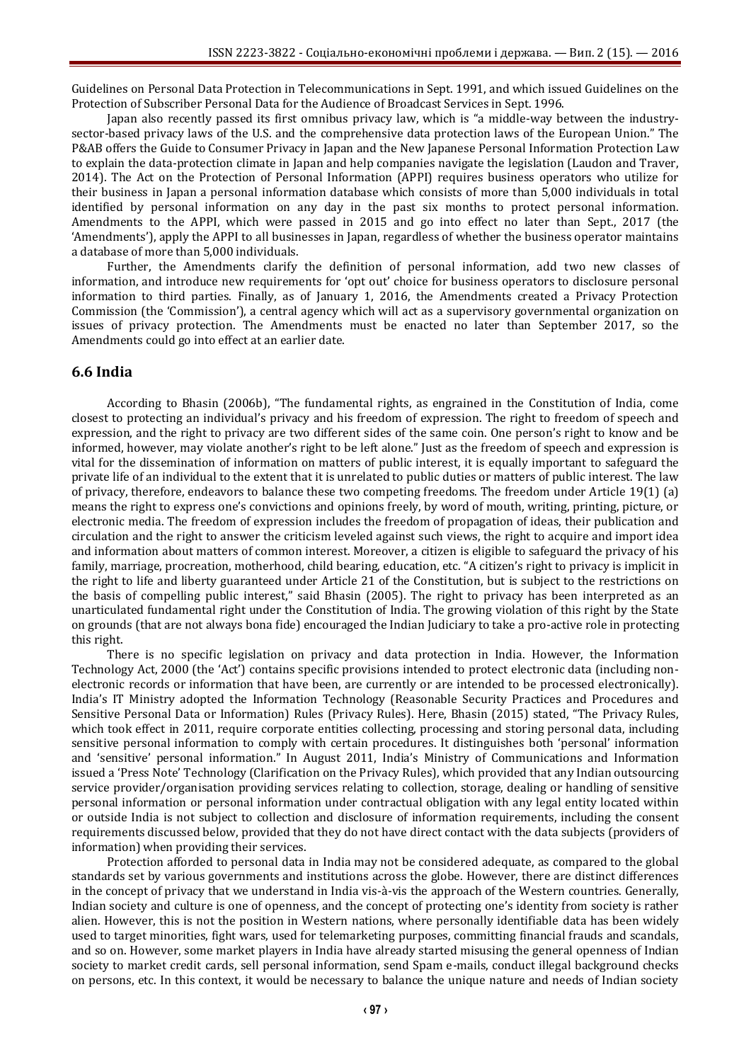Guidelines on Personal Data Protection in Telecommunications in Sept. 1991, and which issued Guidelines on the Protection of Subscriber Personal Data for the Audience of Broadcast Services in Sept. 1996.

Japan also recently passed its first omnibus privacy law, which is "a middle-way between the industry-sector-based privacy laws of the U.S. and the comprehensive data protection laws of the European Union." The P&AB offers the Guide to Consumer Privacy in Japan and the New Japanese Personal Information Protection Law to explain the data-protection climate in Japan and help companies navigate the legislation (Laudon and Traver, 2014). The Act on the Protection of Personal Information (APPI) requires business operators who utilize for their business in Japan a personal information database which consists of more than 5,000 individuals in total identified by personal information on any day in the past six months to protect personal information. Amendments to the APPI, which were passed in 2015 and go into effect no later than Sept., 2017 (the 'Amendments'), apply the APPI to all businesses in Japan, regardless of whether the business operator maintains a database of more than 5,000 individuals.

Further, the Amendments clarify the definition of personal information, add two new classes of information, and introduce new requirements for 'opt out' choice for business operators to disclose personal information to third parties. Finally, as of January 1, 2016, the Amendments created a Privacy Protection Commission (the 'Commission'), a central agency which will act as a supervisory governmental organization on issues of privacy protection. The Amendments must be enacted no later than September 2017, so the Amendments could go into effect at an earlier date.

## 6.6 India

According to Bhasin (2006b), "The fundamental rights, as engrained in the Constitution of India, come closest to protecting an individual's privacy and his freedom of expression. The right to freedom of speech and expression, and the right to privacy are two different sides of the same coin. One person's right to know and be informed, however, may violate another's right to be left alone." Just as the freedom of speech and expression is vital for the dissemination of information on matters of public interest, it is equally important to safeguard the private life of an individual to the extent that it is unrelated to public duties or matters of public interest. The law of privacy, therefore, endeavors to balance these two competing freedoms. The freedom under Article 19(1) (a) means the right to express one's convictions and opinions freely, by word of mouth, writing, printing, picture, or electronic media. The freedom of expression includes the freedom of propagation of ideas, their publication and circulation and the right to answer the criticism leveled against such views, the right to acquire and import idea and information about matters of common interest. Moreover, a citizen is eligible to safeguard the privacy of his family, marriage, procreation, motherhood, child bearing, education, etc. "A citizen's right to privacy is implicit in the right to life and liberty guaranteed under Article 21 of the Constitution, but is subject to the restrictions on the basis of compelling public interest," said Bhasin (2005). The right to privacy has been interpreted as an unarticulated fundamental right under the Constitution of India. The growing violation of this right by the State on grounds (that are not always bona fide) encouraged the Indian Judiciary to take a pro-active role in protecting this right.

There is no specific legislation on privacy and data protection in India. However, the Information Technology Act, 2000 (the 'Act') contains specific provisions intended to protect electronic data (including non-electronic records or information that have been, are currently or are intended to be processed electronically). India's IT Ministry adopted the Information Technology (Reasonable Security Practices and Procedures and Sensitive Personal Data or Information) Rules (Privacy Rules). Here, Bhasin (2015) stated, "The Privacy Rules, which took effect in 2011, require corporate entities collecting, processing and storing personal data, including sensitive personal information to comply with certain procedures. It distinguishes both 'personal' information and 'sensitive' personal information." In August 2011, India's Ministry of Communications and Information issued a 'Press Note' Technology (Clarification on the Privacy Rules), which provided that any Indian outsourcing service provider/organisation providing services relating to collection, storage, dealing or handling of sensitive personal information or personal information under contractual obligation with any legal entity located within or outside India is not subject to collection and disclosure of information requirements, including the consent requirements discussed below, provided that they do not have direct contact with the data subjects (providers of information) when providing their services.

Protection afforded to personal data in India may not be considered adequate, as compared to the global standards set by various governments and institutions across the globe. However, there are distinct differences in the concept of privacy that we understand in India vis-à-vis the approach of the Western countries. Generally, Indian society and culture is one of openness, and the concept of protecting one's identity from society is rather alien. However, this is not the position in Western nations, where personally identifiable data has been widely used to target minorities, fight wars, used for telemarketing purposes, committing financial frauds and scandals, and so on. However, some market players in India have already started misusing the general openness of Indian society to market credit cards, sell personal information, send Spam e-mails, conduct illegal background checks on persons, etc. In this context, it would be necessary to balance the unique nature and needs of Indian society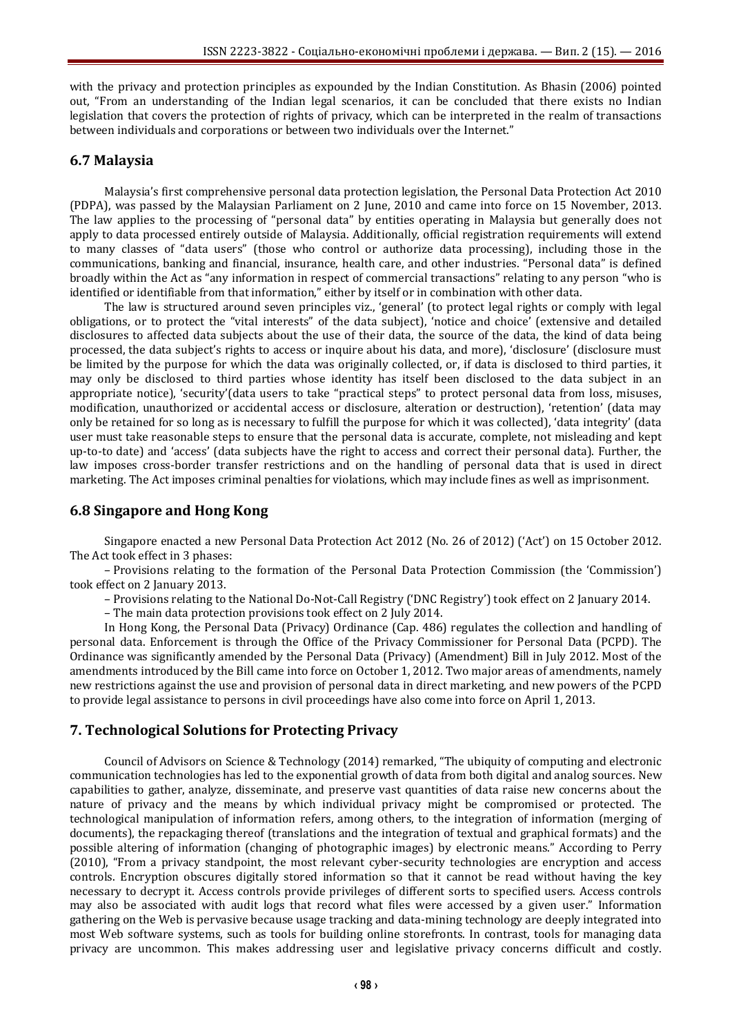with the privacy and protection principles as expounded by the Indian Constitution. As Bhasin (2006) pointed out, "From an understanding of the Indian legal scenarios, it can be concluded that there exists no Indian legislation that covers the protection of rights of privacy, which can be interpreted in the realm of transactions between individuals and corporations or between two individuals over the Internet."

## 6.7 Malaysia

Malaysia's first comprehensive personal data protection legislation, the Personal Data Protection Act 2010 (PDPA), was passed by the Malaysian Parliament on 2 June, 2010 and came into force on 15 November, 2013. The law applies to the processing of "personal data" by entities operating in Malaysia but generally does not apply to data processed entirely outside of Malaysia. Additionally, official registration requirements will extend to many classes of "data users" (those who control or authorize data processing), including those in the communications, banking and financial, insurance, health care, and other industries. "Personal data" is defined broadly within the Act as "any information in respect of commercial transactions" relating to any person "who is identified or identifiable from that information," either by itself or in combination with other data.

The law is structured around seven principles viz., 'general' (to protect legal rights or comply with legal obligations, or to protect the "vital interests" of the data subject), 'notice and choice' (extensive and detailed disclosures to affected data subjects about the use of their data, the source of the data, the kind of data being processed, the data subject's rights to access or inquire about his data, and more), 'disclosure' (disclosure must be limited by the purpose for which the data was originally collected, or, if data is disclosed to third parties, it may only be disclosed to third parties whose identity has itself been disclosed to the data subject in an appropriate notice), 'security'(data users to take "practical steps" to protect personal data from loss, misuses, modification, unauthorized or accidental access or disclosure, alteration or destruction), 'retention' (data may only be retained for so long as is necessary to fulfill the purpose for which it was collected), 'data integrity' (data user must take reasonable steps to ensure that the personal data is accurate, complete, not misleading and kept up-to-to date) and 'access' (data subjects have the right to access and correct their personal data). Further, the law imposes cross-border transfer restrictions and on the handling of personal data that is used in direct marketing. The Act imposes criminal penalties for violations, which may include fines as well as imprisonment.

## 6.8 Singapore and Hong Kong

Singapore enacted a new Personal Data Protection Act 2012 (No. 26 of 2012) ('Act') on 15 October 2012. The Act took effect in 3 phases:

– Provisions relating to the formation of the Personal Data Protection Commission (the 'Commission') took effect on 2 January 2013.

– Provisions relating to the National Do-Not-Call Registry ('DNC Registry') took effect on 2 January 2014.

– The main data protection provisions took effect on 2 July 2014.

In Hong Kong, the Personal Data (Privacy) Ordinance (Cap. 486) regulates the collection and handling of personal data. Enforcement is through the Office of the Privacy Commissioner for Personal Data (PCPD). The Ordinance was significantly amended by the Personal Data (Privacy) (Amendment) Bill in July 2012. Most of the amendments introduced by the Bill came into force on October 1, 2012. Two major areas of amendments, namely new restrictions against the use and provision of personal data in direct marketing, and new powers of the PCPD to provide legal assistance to persons in civil proceedings have also come into force on April 1, 2013.

# 7. Technological Solutions for Protecting Privacy

Council of Advisors on Science & Technology (2014) remarked, "The ubiquity of computing and electronic communication technologies has led to the exponential growth of data from both digital and analog sources. New capabilities to gather, analyze, disseminate, and preserve vast quantities of data raise new concerns about the nature of privacy and the means by which individual privacy might be compromised or protected. The technological manipulation of information refers, among others, to the integration of information (merging of documents), the repackaging thereof (translations and the integration of textual and graphical formats) and the possible altering of information (changing of photographic images) by electronic means." According to Perry (2010), "From a privacy standpoint, the most relevant cyber-security technologies are encryption and access controls. Encryption obscures digitally stored information so that it cannot be read without having the key necessary to decrypt it. Access controls provide privileges of different sorts to specified users. Access controls may also be associated with audit logs that record what files were accessed by a given user." Information gathering on the Web is pervasive because usage tracking and data-mining technology are deeply integrated into most Web software systems, such as tools for building online storefronts. In contrast, tools for managing data privacy are uncommon. This makes addressing user and legislative privacy concerns difficult and costly.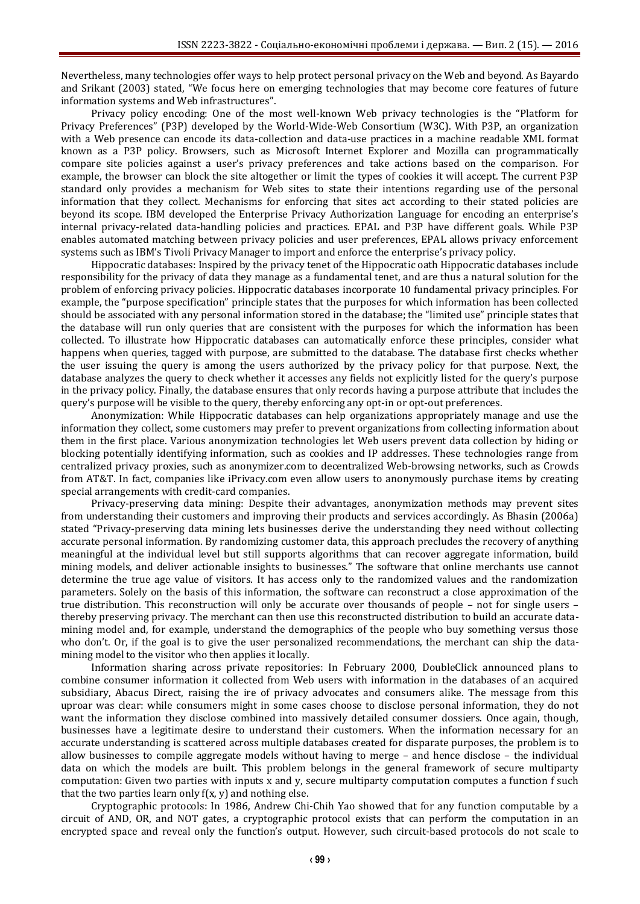Nevertheless, many technologies offer ways to help protect personal privacy on the Web and beyond. As Bayardo and Srikant (2003) stated, "We focus here on emerging technologies that may become core features of future information systems and Web infrastructures".

Privacy policy encoding: One of the most well-known Web privacy technologies is the "Platform for Privacy Preferences" (P3P) developed by the World-Wide-Web Consortium (W3C). With P3P, an organization with a Web presence can encode its data-collection and data-use practices in a machine readable XML format known as a P3P policy. Browsers, such as Microsoft Internet Explorer and Mozilla can programmatically compare site policies against a user's privacy preferences and take actions based on the comparison. For example, the browser can block the site altogether or limit the types of cookies it will accept. The current P3P standard only provides a mechanism for Web sites to state their intentions regarding use of the personal information that they collect. Mechanisms for enforcing that sites act according to their stated policies are beyond its scope. IBM developed the Enterprise Privacy Authorization Language for encoding an enterprise's internal privacy-related data-handling policies and practices. EPAL and P3P have different goals. While P3P enables automated matching between privacy policies and user preferences, EPAL allows privacy enforcement systems such as IBM's Tivoli Privacy Manager to import and enforce the enterprise's privacy policy.

Hippocratic databases: Inspired by the privacy tenet of the Hippocratic oath Hippocratic databases include responsibility for the privacy of data they manage as a fundamental tenet, and are thus a natural solution for the problem of enforcing privacy policies. Hippocratic databases incorporate 10 fundamental privacy principles. For example, the "purpose specification" principle states that the purposes for which information has been collected should be associated with any personal information stored in the database; the "limited use" principle states that the database will run only queries that are consistent with the purposes for which the information has been collected. To illustrate how Hippocratic databases can automatically enforce these principles, consider what happens when queries, tagged with purpose, are submitted to the database. The database first checks whether the user issuing the query is among the users authorized by the privacy policy for that purpose. Next, the database analyzes the query to check whether it accesses any fields not explicitly listed for the query's purpose in the privacy policy. Finally, the database ensures that only records having a purpose attribute that includes the query's purpose will be visible to the query, thereby enforcing any opt-in or opt-out preferences.

Anonymization: While Hippocratic databases can help organizations appropriately manage and use the information they collect, some customers may prefer to prevent organizations from collecting information about them in the first place. Various anonymization technologies let Web users prevent data collection by hiding or blocking potentially identifying information, such as cookies and IP addresses. These technologies range from centralized privacy proxies, such as anonymizer.com to decentralized Web-browsing networks, such as Crowds from AT&T. In fact, companies like iPrivacy.com even allow users to anonymously purchase items by creating special arrangements with credit-card companies.

Privacy-preserving data mining: Despite their advantages, anonymization methods may prevent sites from understanding their customers and improving their products and services accordingly. As Bhasin (2006a) stated "Privacy-preserving data mining lets businesses derive the understanding they need without collecting accurate personal information. By randomizing customer data, this approach precludes the recovery of anything meaningful at the individual level but still supports algorithms that can recover aggregate information, build mining models, and deliver actionable insights to businesses." The software that online merchants use cannot determine the true age value of visitors. It has access only to the randomized values and the randomization parameters. Solely on the basis of this information, the software can reconstruct a close approximation of the true distribution. This reconstruction will only be accurate over thousands of people – not for single users – thereby preserving privacy. The merchant can then use this reconstructed distribution to build an accurate data-mining model and, for example, understand the demographics of the people who buy something versus those who don't. Or, if the goal is to give the user personalized recommendations, the merchant can ship the data-mining model to the visitor who then applies it locally.

Information sharing across private repositories: In February 2000, DoubleClick announced plans to combine consumer information it collected from Web users with information in the databases of an acquired subsidiary, Abacus Direct, raising the ire of privacy advocates and consumers alike. The message from this uproar was clear: while consumers might in some cases choose to disclose personal information, they do not want the information they disclose combined into massively detailed consumer dossiers. Once again, though, businesses have a legitimate desire to understand their customers. When the information necessary for an accurate understanding is scattered across multiple databases created for disparate purposes, the problem is to allow businesses to compile aggregate models without having to merge – and hence disclose – the individual data on which the models are built. This problem belongs in the general framework of secure multiparty computation: Given two parties with inputs $x$ and $y$, secure multiparty computation computes a function $f$ such that the two parties learn only $f(x, y)$ and nothing else.

Cryptographic protocols: In 1986, Andrew Chi-Chih Yao showed that for any function computable by a circuit of AND, OR, and NOT gates, a cryptographic protocol exists that can perform the computation in an encrypted space and reveal only the function's output. However, such circuit-based protocols do not scale to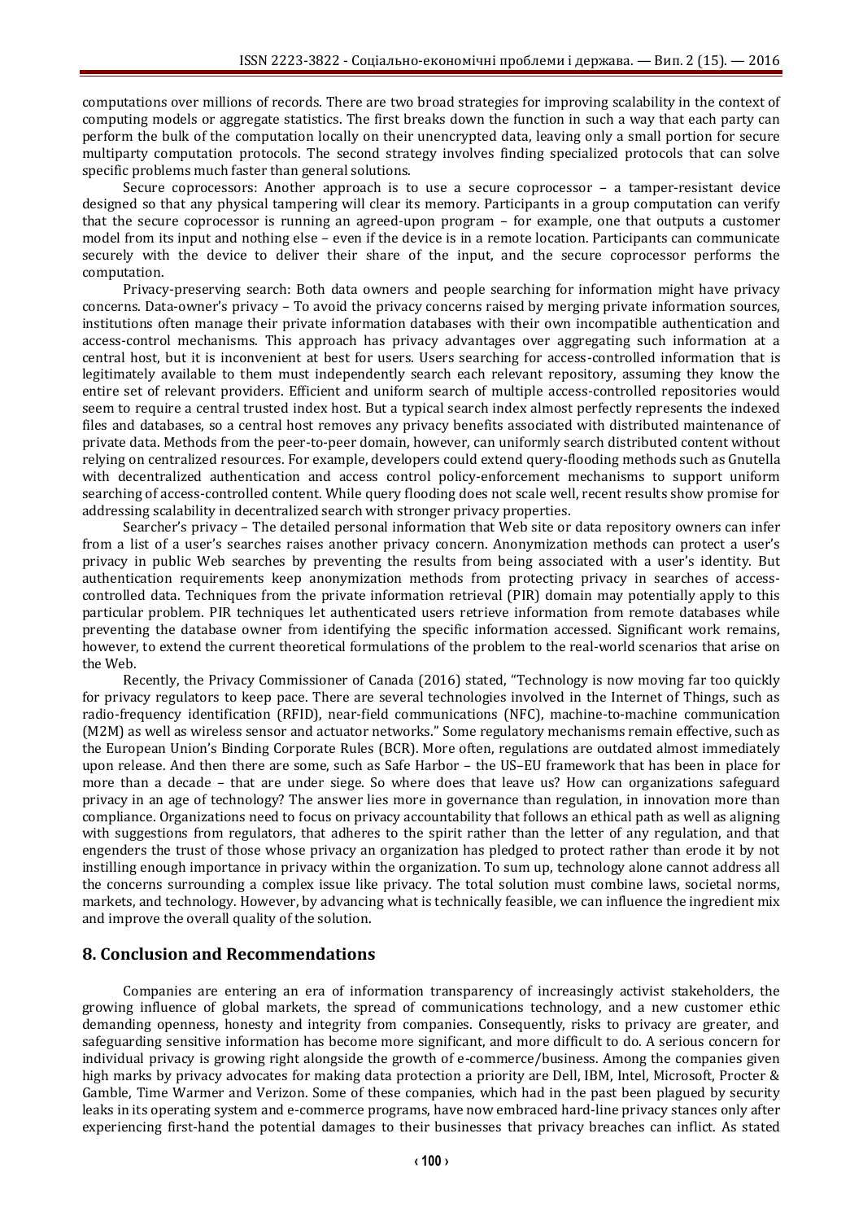computations over millions of records. There are two broad strategies for improving scalability in the context of computing models or aggregate statistics. The first breaks down the function in such a way that each party can perform the bulk of the computation locally on their unencrypted data, leaving only a small portion for secure multiparty computation protocols. The second strategy involves finding specialized protocols that can solve specific problems much faster than general solutions.

Secure coprocessors: Another approach is to use a secure coprocessor – a tamper-resistant device designed so that any physical tampering will clear its memory. Participants in a group computation can verify that the secure coprocessor is running an agreed-upon program – for example, one that outputs a customer model from its input and nothing else – even if the device is in a remote location. Participants can communicate securely with the device to deliver their share of the input, and the secure coprocessor performs the computation.

Privacy-preserving search: Both data owners and people searching for information might have privacy concerns. Data-owner's privacy – To avoid the privacy concerns raised by merging private information sources, institutions often manage their private information databases with their own incompatible authentication and access-control mechanisms. This approach has privacy advantages over aggregating such information at a central host, but it is inconvenient at best for users. Users searching for access-controlled information that is legitimately available to them must independently search each relevant repository, assuming they know the entire set of relevant providers. Efficient and uniform search of multiple access-controlled repositories would seem to require a central trusted index host. But a typical search index almost perfectly represents the indexed files and databases, so a central host removes any privacy benefits associated with distributed maintenance of private data. Methods from the peer-to-peer domain, however, can uniformly search distributed content without relying on centralized resources. For example, developers could extend query-flooding methods such as Gnutella with decentralized authentication and access control policy-enforcement mechanisms to support uniform searching of access-controlled content. While query flooding does not scale well, recent results show promise for addressing scalability in decentralized search with stronger privacy properties.

Searcher's privacy – The detailed personal information that Web site or data repository owners can infer from a list of a user's searches raises another privacy concern. Anonymization methods can protect a user's privacy in public Web searches by preventing the results from being associated with a user's identity. But authentication requirements keep anonymization methods from protecting privacy in searches of access-controlled data. Techniques from the private information retrieval (PIR) domain may potentially apply to this particular problem. PIR techniques let authenticated users retrieve information from remote databases while preventing the database owner from identifying the specific information accessed. Significant work remains, however, to extend the current theoretical formulations of the problem to the real-world scenarios that arise on the Web.

Recently, the Privacy Commissioner of Canada (2016) stated, "Technology is now moving far too quickly for privacy regulators to keep pace. There are several technologies involved in the Internet of Things, such as radio-frequency identification (RFID), near-field communications (NFC), machine-to-machine communication (M2M) as well as wireless sensor and actuator networks." Some regulatory mechanisms remain effective, such as the European Union's Binding Corporate Rules (BCR). More often, regulations are outdated almost immediately upon release. And then there are some, such as Safe Harbor – the US–EU framework that has been in place for more than a decade – that are under siege. So where does that leave us? How can organizations safeguard privacy in an age of technology? The answer lies more in governance than regulation, in innovation more than compliance. Organizations need to focus on privacy accountability that follows an ethical path as well as aligning with suggestions from regulators, that adheres to the spirit rather than the letter of any regulation, and that engenders the trust of those whose privacy an organization has pledged to protect rather than erode it by not instilling enough importance in privacy within the organization. To sum up, technology alone cannot address all the concerns surrounding a complex issue like privacy. The total solution must combine laws, societal norms, markets, and technology. However, by advancing what is technically feasible, we can influence the ingredient mix and improve the overall quality of the solution.

## 8. Conclusion and Recommendations

Companies are entering an era of information transparency of increasingly activist stakeholders, the growing influence of global markets, the spread of communications technology, and a new customer ethic demanding openness, honesty and integrity from companies. Consequently, risks to privacy are greater, and safeguarding sensitive information has become more significant, and more difficult to do. A serious concern for individual privacy is growing right alongside the growth of e-commerce/business. Among the companies given high marks by privacy advocates for making data protection a priority are Dell, IBM, Intel, Microsoft, Procter & Gamble, Time Warmer and Verizon. Some of these companies, which had in the past been plagued by security leaks in its operating system and e-commerce programs, have now embraced hard-line privacy stances only after experiencing first-hand the potential damages to their businesses that privacy breaches can inflict. As stated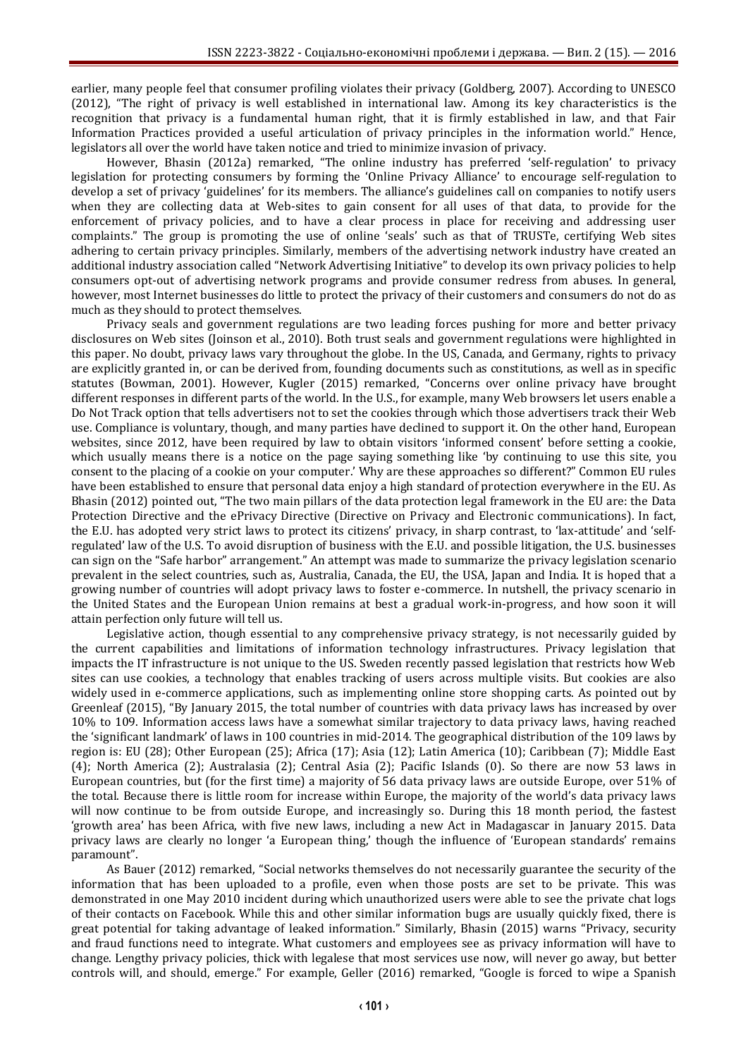earlier, many people feel that consumer profiling violates their privacy (Goldberg, 2007). According to UNESCO (2012), "The right of privacy is well established in international law. Among its key characteristics is the recognition that privacy is a fundamental human right, that it is firmly established in law, and that Fair Information Practices provided a useful articulation of privacy principles in the information world." Hence, legislators all over the world have taken notice and tried to minimize invasion of privacy.

However, Bhasin (2012a) remarked, "The online industry has preferred 'self-regulation' to privacy legislation for protecting consumers by forming the 'Online Privacy Alliance' to encourage self-regulation to develop a set of privacy 'guidelines' for its members. The alliance's guidelines call on companies to notify users when they are collecting data at Web-sites to gain consent for all uses of that data, to provide for the enforcement of privacy policies, and to have a clear process in place for receiving and addressing user complaints." The group is promoting the use of online 'seals' such as that of TRUSTe, certifying Web sites adhering to certain privacy principles. Similarly, members of the advertising network industry have created an additional industry association called "Network Advertising Initiative" to develop its own privacy policies to help consumers opt-out of advertising network programs and provide consumer redress from abuses. In general, however, most Internet businesses do little to protect the privacy of their customers and consumers do not do as much as they should to protect themselves.

Privacy seals and government regulations are two leading forces pushing for more and better privacy disclosures on Web sites (Joinson et al., 2010). Both trust seals and government regulations were highlighted in this paper. No doubt, privacy laws vary throughout the globe. In the US, Canada, and Germany, rights to privacy are explicitly granted in, or can be derived from, founding documents such as constitutions, as well as in specific statutes (Bowman, 2001). However, Kugler (2015) remarked, "Concerns over online privacy have brought different responses in different parts of the world. In the U.S., for example, many Web browsers let users enable a Do Not Track option that tells advertisers not to set the cookies through which those advertisers track their Web use. Compliance is voluntary, though, and many parties have declined to support it. On the other hand, European websites, since 2012, have been required by law to obtain visitors 'informed consent' before setting a cookie, which usually means there is a notice on the page saying something like 'by continuing to use this site, you consent to the placing of a cookie on your computer.' Why are these approaches so different?" Common EU rules have been established to ensure that personal data enjoy a high standard of protection everywhere in the EU. As Bhasin (2012) pointed out, "The two main pillars of the data protection legal framework in the EU are: the Data Protection Directive and the ePrivacy Directive (Directive on Privacy and Electronic communications). In fact, the E.U. has adopted very strict laws to protect its citizens' privacy, in sharp contrast, to 'lax-attitude' and 'self-regulated' law of the U.S. To avoid disruption of business with the E.U. and possible litigation, the U.S. businesses can sign on the "Safe harbor" arrangement." An attempt was made to summarize the privacy legislation scenario prevalent in the select countries, such as, Australia, Canada, the EU, the USA, Japan and India. It is hoped that a growing number of countries will adopt privacy laws to foster e-commerce. In nutshell, the privacy scenario in the United States and the European Union remains at best a gradual work-in-progress, and how soon it will attain perfection only future will tell us.

Legislative action, though essential to any comprehensive privacy strategy, is not necessarily guided by the current capabilities and limitations of information technology infrastructures. Privacy legislation that impacts the IT infrastructure is not unique to the US. Sweden recently passed legislation that restricts how Web sites can use cookies, a technology that enables tracking of users across multiple visits. But cookies are also widely used in e-commerce applications, such as implementing online store shopping carts. As pointed out by Greenleaf (2015), "By January 2015, the total number of countries with data privacy laws has increased by over 10% to 109. Information access laws have a somewhat similar trajectory to data privacy laws, having reached the 'significant landmark' of laws in 100 countries in mid-2014. The geographical distribution of the 109 laws by region is: EU (28); Other European (25); Africa (17); Asia (12); Latin America (10); Caribbean (7); Middle East (4); North America (2); Australasia (2); Central Asia (2); Pacific Islands (0). So there are now 53 laws in European countries, but (for the first time) a majority of 56 data privacy laws are outside Europe, over 51% of the total. Because there is little room for increase within Europe, the majority of the world's data privacy laws will now continue to be from outside Europe, and increasingly so. During this 18 month period, the fastest 'growth area' has been Africa, with five new laws, including a new Act in Madagascar in January 2015. Data privacy laws are clearly no longer 'a European thing,' though the influence of 'European standards' remains paramount".

As Bauer (2012) remarked, "Social networks themselves do not necessarily guarantee the security of the information that has been uploaded to a profile, even when those posts are set to be private. This was demonstrated in one May 2010 incident during which unauthorized users were able to see the private chat logs of their contacts on Facebook. While this and other similar information bugs are usually quickly fixed, there is great potential for taking advantage of leaked information." Similarly, Bhasin (2015) warns "Privacy, security and fraud functions need to integrate. What customers and employees see as privacy information will have to change. Lengthy privacy policies, thick with legalese that most services use now, will never go away, but better controls will, and should, emerge." For example, Geller (2016) remarked, "Google is forced to wipe a Spanish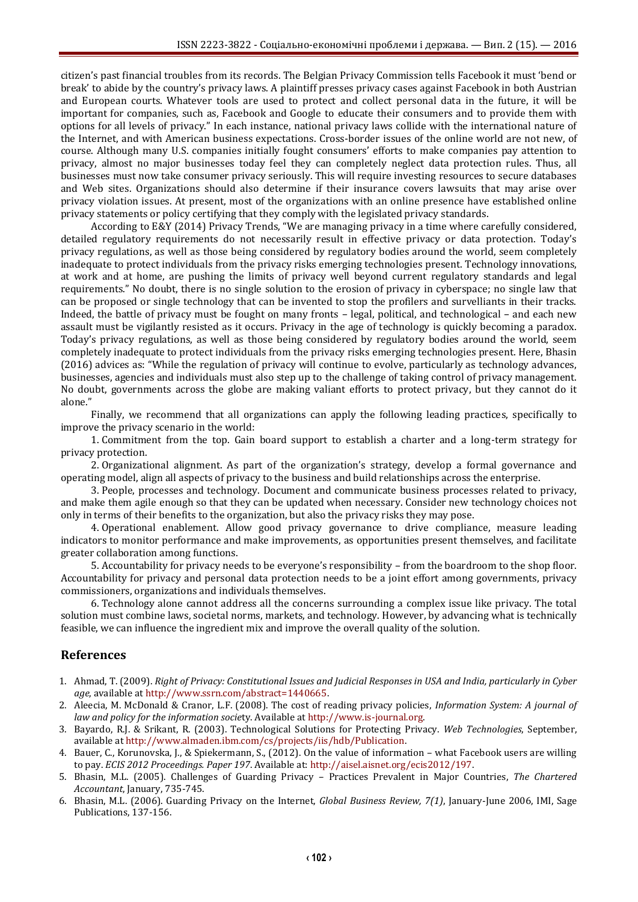citizen's past financial troubles from its records. The Belgian Privacy Commission tells Facebook it must 'bend or break' to abide by the country's privacy laws. A plaintiff presses privacy cases against Facebook in both Austrian and European courts. Whatever tools are used to protect and collect personal data in the future, it will be important for companies, such as, Facebook and Google to educate their consumers and to provide them with options for all levels of privacy." In each instance, national privacy laws collide with the international nature of the Internet, and with American business expectations. Cross-border issues of the online world are not new, of course. Although many U.S. companies initially fought consumers' efforts to make companies pay attention to privacy, almost no major businesses today feel they can completely neglect data protection rules. Thus, all businesses must now take consumer privacy seriously. This will require investing resources to secure databases and Web sites. Organizations should also determine if their insurance covers lawsuits that may arise over privacy violation issues. At present, most of the organizations with an online presence have established online privacy statements or policy certifying that they comply with the legislated privacy standards.

According to E&Y (2014) Privacy Trends, "We are managing privacy in a time where carefully considered, detailed regulatory requirements do not necessarily result in effective privacy or data protection. Today's privacy regulations, as well as those being considered by regulatory bodies around the world, seem completely inadequate to protect individuals from the privacy risks emerging technologies present. Technology innovations, at work and at home, are pushing the limits of privacy well beyond current regulatory standards and legal requirements." No doubt, there is no single solution to the erosion of privacy in cyberspace; no single law that can be proposed or single technology that can be invented to stop the profilers and survelliants in their tracks. Indeed, the battle of privacy must be fought on many fronts – legal, political, and technological – and each new assault must be vigilantly resisted as it occurs. Privacy in the age of technology is quickly becoming a paradox. Today's privacy regulations, as well as those being considered by regulatory bodies around the world, seem completely inadequate to protect individuals from the privacy risks emerging technologies present. Here, Bhasin (2016) advices as: "While the regulation of privacy will continue to evolve, particularly as technology advances, businesses, agencies and individuals must also step up to the challenge of taking control of privacy management. No doubt, governments across the globe are making valiant efforts to protect privacy, but they cannot do it alone."

Finally, we recommend that all organizations can apply the following leading practices, specifically to improve the privacy scenario in the world:

1. Commitment from the top. Gain board support to establish a charter and a long-term strategy for privacy protection.

2. Organizational alignment. As part of the organization's strategy, develop a formal governance and operating model, align all aspects of privacy to the business and build relationships across the enterprise.

3. People, processes and technology. Document and communicate business processes related to privacy, and make them agile enough so that they can be updated when necessary. Consider new technology choices not only in terms of their benefits to the organization, but also the privacy risks they may pose.

4. Operational enablement. Allow good privacy governance to drive compliance, measure leading indicators to monitor performance and make improvements, as opportunities present themselves, and facilitate greater collaboration among functions.

5. Accountability for privacy needs to be everyone's responsibility – from the boardroom to the shop floor. Accountability for privacy and personal data protection needs to be a joint effort among governments, privacy commissioners, organizations and individuals themselves.

6. Technology alone cannot address all the concerns surrounding a complex issue like privacy. The total solution must combine laws, societal norms, markets, and technology. However, by advancing what is technically feasible, we can influence the ingredient mix and improve the overall quality of the solution.

## References

1. Ahmad, T. (2009). *Right of Privacy: Constitutional Issues and Judicial Responses in USA and India, particularly in Cyber age*, available at http://www.ssrn.com/abstract=1440665.
2. Aleecia, M. McDonald & Cranor, L.F. (2008). The cost of reading privacy policies, *Information System: A journal of law and policy for the information society*. Available at http://www.is-journal.org.
3. Bayardo, R.J. & Srikant, R. (2003). Technological Solutions for Protecting Privacy. *Web Technologies*, September, available at http://www.almaden.ibm.com/cs/projects/iis/hdb/Publication.
4. Bauer, C., Korunovska, J., & Spiekermann, S., (2012). On the value of information – what Facebook users are willing to pay. *ECIS 2012 Proceedings. Paper 197*. Available at: http://aisel.aisnet.org/ecis2012/197.
5. Bhasin, M.L. (2005). Challenges of Guarding Privacy – Practices Prevalent in Major Countries, *The Chartered Accountant*, January, 735-745.
6. Bhasin, M.L. (2006). Guarding Privacy on the Internet, *Global Business Review, 7(1)*, January-June 2006, IMI, Sage Publications, 137-156.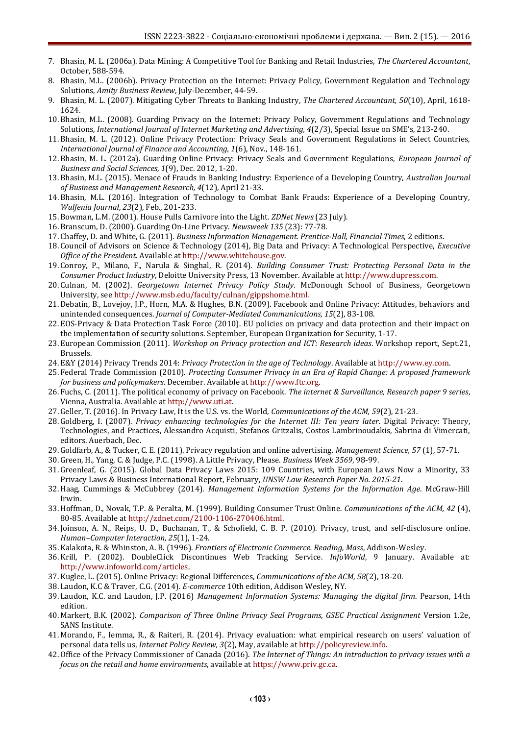7. Bhasin, M. L. (2006a). Data Mining: A Competitive Tool for Banking and Retail Industries, *The Chartered Accountant*, October, 588-594.
8. Bhasin, M.L. (2006b). Privacy Protection on the Internet: Privacy Policy, Government Regulation and Technology Solutions, *Amity Business Review*, July-December, 44-59.
9. Bhasin, M. L. (2007). Mitigating Cyber Threats to Banking Industry, *The Chartered Accountant, 50*(10), April, 1618-1624.
10. Bhasin, M.L. (2008). Guarding Privacy on the Internet: Privacy Policy, Government Regulations and Technology Solutions, *International Journal of Internet Marketing and Advertising, 4*(2/3), Special Issue on SME's, 213-240.
11. Bhasin, M. L. (2012). Online Privacy Protection: Privacy Seals and Government Regulations in Select Countries, *International Journal of Finance and Accounting, 1*(6), Nov., 148-161.
12. Bhasin, M. L. (2012a). Guarding Online Privacy: Privacy Seals and Government Regulations, *European Journal of Business and Social Sciences, 1*(9), Dec. 2012, 1-20.
13. Bhasin, M.L. (2015). Menace of Frauds in Banking Industry: Experience of a Developing Country, *Australian Journal of Business and Management Research, 4*(12), April 21-33.
14. Bhasin, M.L. (2016). Integration of Technology to Combat Bank Frauds: Experience of a Developing Country, *Wulfenia Journal*, *23*(2), Feb., 201-233.
15. Bowman, L.M. (2001). House Pulls Carnivore into the Light. *ZDNet News* (23 July).
16. Branscum, D. (2000). Guarding On-Line Privacy. *Newsweek 135* (23): 77-78.
17. Chaffey, D. and White, G. (2011). *Business Information Management. Prentice-Hall, Financial Times*, 2 editions.
18. Council of Advisors on Science & Technology (2014), Big Data and Privacy: A Technological Perspective, *Executive Office of the President*. Available at http://www.whitehouse.gov.
19. Conroy, P., Milano, F., Narula & Singhal, R. (2014). *Building Consumer Trust: Protecting Personal Data in the Consumer Product Industry*, Deloitte University Press, 13 November. Available at http://www.dupress.com.
20. Culnan, M. (2002). *Georgetown Internet Privacy Policy Study*. McDonough School of Business, Georgetown University, see http://www.msb.edu/faculty/culnan/gippshome.html.
21. Debatin, B., Lovejoy, J.P., Horn, M.A. & Hughes, B.N. (2009). Facebook and Online Privacy: Attitudes, behaviors and unintended consequences. *Journal of Computer-Mediated Communications, 15*(2), 83-108.
22. EOS-Privacy & Data Protection Task Force (2010). EU policies on privacy and data protection and their impact on the implementation of security solutions. September, European Organization for Security, 1-17.
23. European Commission (2011). *Workshop on Privacy protection and ICT: Research ideas*. Workshop report, Sept.21, Brussels.
24. E&Y (2014) Privacy Trends 2014: *Privacy Protection in the age of Technology*. Available at http://www.ey.com.
25. Federal Trade Commission (2010). *Protecting Consumer Privacy in an Era of Rapid Change: A proposed framework for business and policymakers*. December. Available at http://www.ftc.org.
26. Fuchs, C. (2011). The political economy of privacy on Facebook. *The internet & Surveillance, Research paper 9 series*, Vienna, Australia. Available at http://www.uti.at.
27. Geller, T. (2016). In Privacy Law, It is the U.S. vs. the World, *Communications of the ACM, 59*(2), 21-23.
28. Goldberg, I. (2007). *Privacy enhancing technologies for the Internet III: Ten years later*. Digital Privacy: Theory, Technologies, and Practices, Alessandro Acquisti, Stefanos Gritzalis, Costos Lambrinoudakis, Sabrina di Vimercati, editors. Auerbach, Dec.
29. Goldfarb, A., & Tucker, C. E. (2011). Privacy regulation and online advertising. *Management Science, 57* (1), 57-71.
30. Green, H., Yang, C. & Judge, P.C. (1998). A Little Privacy, Please. *Business Week 3569*, 98-99.
31. Greenleaf, G. (2015). Global Data Privacy Laws 2015: 109 Countries, with European Laws Now a Minority, 33 Privacy Laws & Business International Report, February, *UNSW Law Research Paper No. 2015-21*.
32. Haag, Cummings & McCubbrey (2014). *Management Information Systems for the Information Age*. McGraw-Hill Irwin.
33. Hoffman, D., Novak, T.P. & Peralta, M. (1999). Building Consumer Trust Online. *Communications of the ACM, 42* (4), 80-85. Available at http://zdnet.com/2100-1106-270406.html.
34. Joinson, A. N., Reips, U. D., Buchanan, T., & Schofield, C. B. P. (2010). Privacy, trust, and self-disclosure online. *Human–Computer Interaction, 25*(1), 1-24.
35. Kalakota, R. & Whinston, A. B. (1996). *Frontiers of Electronic Commerce. Reading, Mass*, Addison-Wesley.
36. Krill, P. (2002). DoubleClick Discontinues Web Tracking Service. *InfoWorld*, 9 January. Available at: http://www.infoworld.com/articles.
37. Kuglee, L. (2015). Online Privacy: Regional Differences, *Communications of the ACM, 58*(2), 18-20.
38. Laudon, K.C & Traver, C.G. (2014). *E-commerce* 10th edition, Addison Wesley, NY.
39. Laudon, K.C. and Laudon, J.P. (2016) *Management Information Systems: Managing the digital firm*. Pearson, 14th edition.
40. Markert, B.K. (2002). *Comparison of Three Online Privacy Seal Programs, GSEC Practical Assignment* Version 1.2e, SANS Institute.
41. Morando, F., Iemma, R., & Raiteri, R. (2014). Privacy evaluation: what empirical research on users' valuation of personal data tells us, *Internet Policy Review, 3*(2), May, available at http://policyreview.info.
42. Office of the Privacy Commissioner of Canada (2016). *The Internet of Things: An introduction to privacy issues with a focus on the retail and home environments*, available at https://www.priv.gc.ca.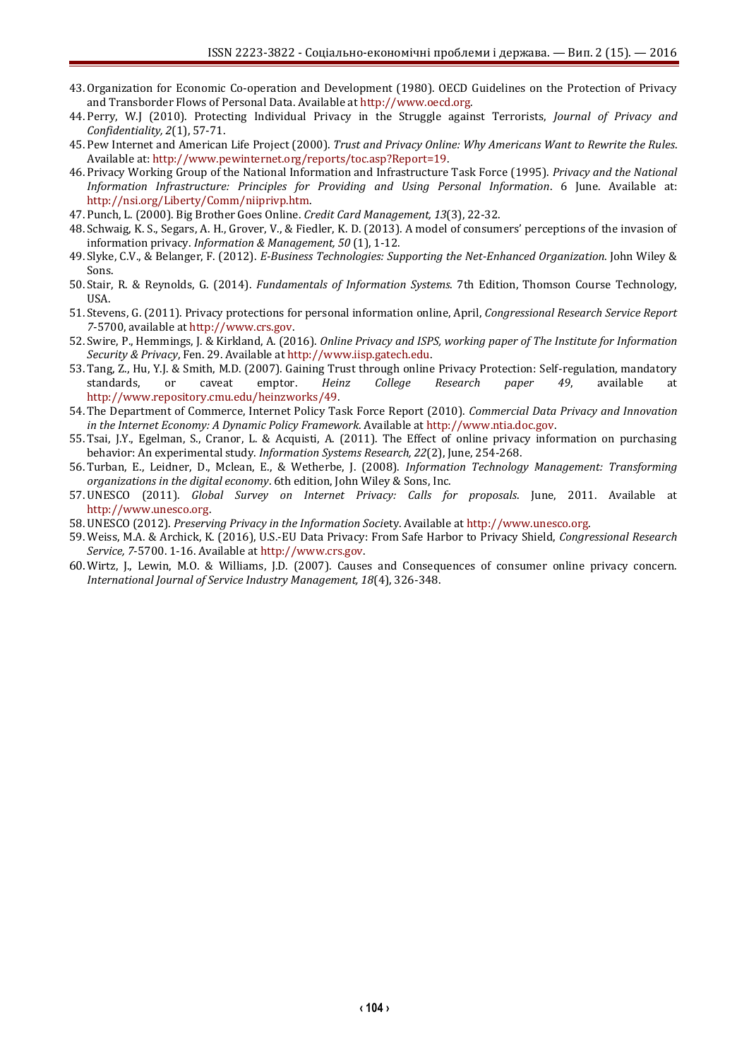43. Organization for Economic Co-operation and Development (1980). OECD Guidelines on the Protection of Privacy and Transborder Flows of Personal Data. Available at http://www.oecd.org.
44. Perry, W.J (2010). Protecting Individual Privacy in the Struggle against Terrorists, *Journal of Privacy and Confidentiality, 2*(1), 57-71.
45. Pew Internet and American Life Project (2000). *Trust and Privacy Online: Why Americans Want to Rewrite the Rules*. Available at: http://www.pewinternet.org/reports/toc.asp?Report=19.
46. Privacy Working Group of the National Information and Infrastructure Task Force (1995). *Privacy and the National Information Infrastructure: Principles for Providing and Using Personal Information*. 6 June. Available at: http://nsi.org/Liberty/Comm/niiprivp.htm.
47. Punch, L. (2000). Big Brother Goes Online. *Credit Card Management, 13*(3), 22-32.
48. Schwaig, K. S., Segars, A. H., Grover, V., & Fiedler, K. D. (2013). A model of consumers' perceptions of the invasion of information privacy. *Information & Management, 50* (1), 1-12.
49. Slyke, C.V., & Belanger, F. (2012). *E-Business Technologies: Supporting the Net-Enhanced Organization*. John Wiley & Sons.
50. Stair, R. & Reynolds, G. (2014). *Fundamentals of Information Systems*. 7th Edition, Thomson Course Technology, USA.
51. Stevens, G. (2011). Privacy protections for personal information online, April, *Congressional Research Service Report 7*-5700, available at http://www.crs.gov.
52. Swire, P., Hemmings, J. & Kirkland, A. (2016). *Online Privacy and ISPS, working paper of The Institute for Information Security & Privacy*, Fen. 29. Available at http://www.iisp.gatech.edu.
53. Tang, Z., Hu, Y.J. & Smith, M.D. (2007). Gaining Trust through online Privacy Protection: Self-regulation, mandatory standards, or caveat emptor. *Heinz College Research paper 49*, available at http://www.repository.cmu.edu/heinzworks/49.
54. The Department of Commerce, Internet Policy Task Force Report (2010). *Commercial Data Privacy and Innovation in the Internet Economy: A Dynamic Policy Framework*. Available at http://www.ntia.doc.gov.
55. Tsai, J.Y., Egelman, S., Cranor, L. & Acquisti, A. (2011). The Effect of online privacy information on purchasing behavior: An experimental study. *Information Systems Research, 22*(2), June, 254-268.
56. Turban, E., Leidner, D., Mclean, E., & Wetherbe, J. (2008). *Information Technology Management: Transforming organizations in the digital economy*. 6th edition, John Wiley & Sons, Inc.
57. UNESCO (2011). *Global Survey on Internet Privacy: Calls for proposals*. June, 2011. Available at http://www.unesco.org.
58. UNESCO (2012). *Preserving Privacy in the Information Society*. Available at http://www.unesco.org.
59. Weiss, M.A. & Archick, K. (2016), U.S.-EU Data Privacy: From Safe Harbor to Privacy Shield, *Congressional Research Service, 7*-5700. 1-16. Available at http://www.crs.gov.
60. Wirtz, J., Lewin, M.O. & Williams, J.D. (2007). Causes and Consequences of consumer online privacy concern. *International Journal of Service Industry Management, 18*(4), 326-348.